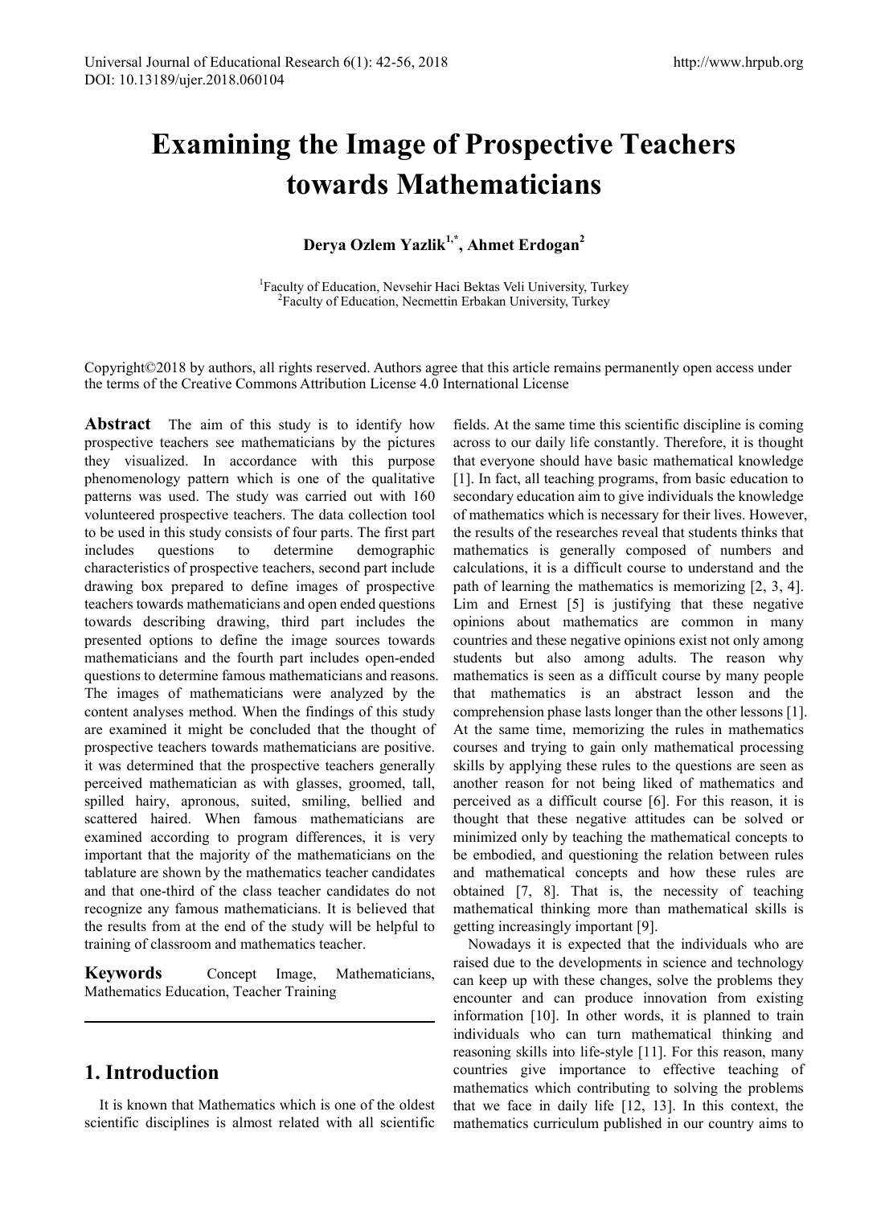# Examining the Image of Prospective Teachers towards Mathematicians

**Derya Ozlem Yazlik[1,*], Ahmet Erdogan[2]**

[1]Faculty of Education, Nevsehir Haci Bektas Veli University, Turkey
[2]Faculty of Education, Necmettin Erbakan University, Turkey

Copyright©2018 by authors, all rights reserved. Authors agree that this article remains permanently open access under the terms of the Creative Commons Attribution License 4.0 International License

**Abstract** The aim of this study is to identify how prospective teachers see mathematicians by the pictures they visualized. In accordance with this purpose phenomenology pattern which is one of the qualitative patterns was used. The study was carried out with 160 volunteered prospective teachers. The data collection tool to be used in this study consists of four parts. The first part includes questions to determine demographic characteristics of prospective teachers, second part include drawing box prepared to define images of prospective teachers towards mathematicians and open ended questions towards describing drawing, third part includes the presented options to define the image sources towards mathematicians and the fourth part includes open-ended questions to determine famous mathematicians and reasons. The images of mathematicians were analyzed by the content analyses method. When the findings of this study are examined it might be concluded that the thought of prospective teachers towards mathematicians are positive. it was determined that the prospective teachers generally perceived mathematician as with glasses, groomed, tall, spilled hairy, apronous, suited, smiling, bellied and scattered haired. When famous mathematicians are examined according to program differences, it is very important that the majority of the mathematicians on the tablature are shown by the mathematics teacher candidates and that one-third of the class teacher candidates do not recognize any famous mathematicians. It is believed that the results from at the end of the study will be helpful to training of classroom and mathematics teacher.

**Keywords** Concept Image, Mathematicians, Mathematics Education, Teacher Training

## 1. Introduction

It is known that Mathematics which is one of the oldest scientific disciplines is almost related with all scientific fields. At the same time this scientific discipline is coming across to our daily life constantly. Therefore, it is thought that everyone should have basic mathematical knowledge [1]. In fact, all teaching programs, from basic education to secondary education aim to give individuals the knowledge of mathematics which is necessary for their lives. However, the results of the researches reveal that students thinks that mathematics is generally composed of numbers and calculations, it is a difficult course to understand and the path of learning the mathematics is memorizing [2, 3, 4]. Lim and Ernest [5] is justifying that these negative opinions about mathematics are common in many countries and these negative opinions exist not only among students but also among adults. The reason why mathematics is seen as a difficult course by many people that mathematics is an abstract lesson and the comprehension phase lasts longer than the other lessons [1]. At the same time, memorizing the rules in mathematics courses and trying to gain only mathematical processing skills by applying these rules to the questions are seen as another reason for not being liked of mathematics and perceived as a difficult course [6]. For this reason, it is thought that these negative attitudes can be solved or minimized only by teaching the mathematical concepts to be embodied, and questioning the relation between rules and mathematical concepts and how these rules are obtained [7, 8]. That is, the necessity of teaching mathematical thinking more than mathematical skills is getting increasingly important [9].

Nowadays it is expected that the individuals who are raised due to the developments in science and technology can keep up with these changes, solve the problems they encounter and can produce innovation from existing information [10]. In other words, it is planned to train individuals who can turn mathematical thinking and reasoning skills into life-style [11]. For this reason, many countries give importance to effective teaching of mathematics which contributing to solving the problems that we face in daily life [12, 13]. In this context, the mathematics curriculum published in our country aims to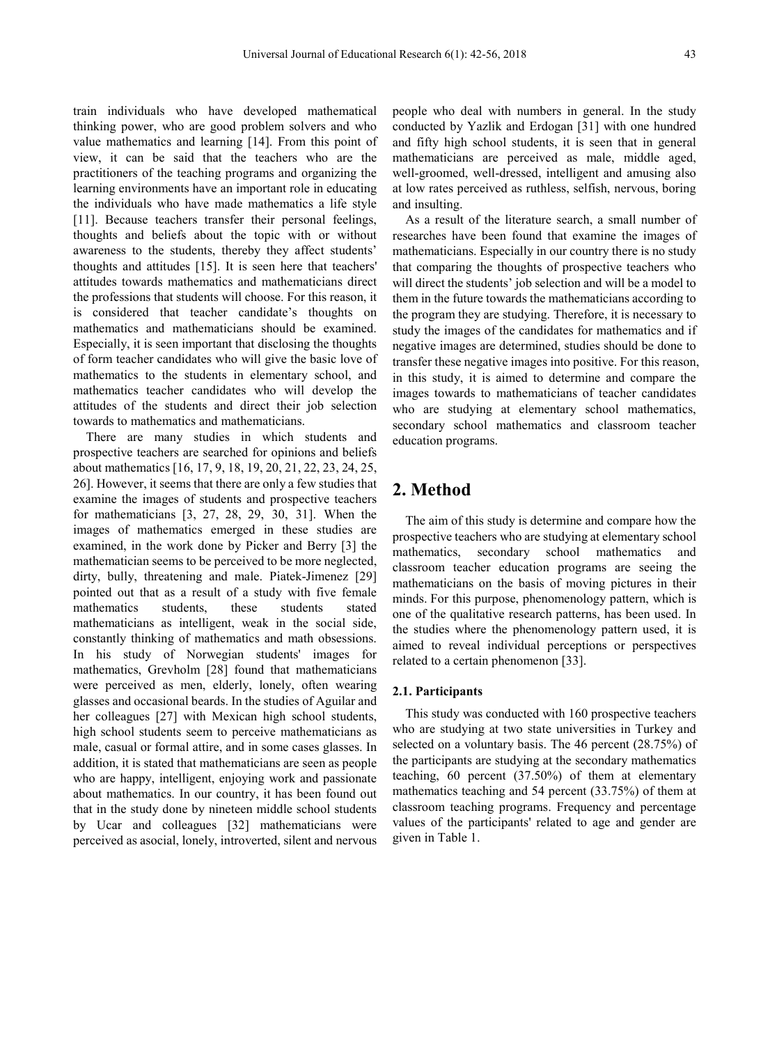train individuals who have developed mathematical thinking power, who are good problem solvers and who value mathematics and learning [14]. From this point of view, it can be said that the teachers who are the practitioners of the teaching programs and organizing the learning environments have an important role in educating the individuals who have made mathematics a life style [11]. Because teachers transfer their personal feelings, thoughts and beliefs about the topic with or without awareness to the students, thereby they affect students' thoughts and attitudes [15]. It is seen here that teachers' attitudes towards mathematics and mathematicians direct the professions that students will choose. For this reason, it is considered that teacher candidate's thoughts on mathematics and mathematicians should be examined. Especially, it is seen important that disclosing the thoughts of form teacher candidates who will give the basic love of mathematics to the students in elementary school, and mathematics teacher candidates who will develop the attitudes of the students and direct their job selection towards to mathematics and mathematicians.

There are many studies in which students and prospective teachers are searched for opinions and beliefs about mathematics [16, 17, 9, 18, 19, 20, 21, 22, 23, 24, 25, 26]. However, it seems that there are only a few studies that examine the images of students and prospective teachers for mathematicians [3, 27, 28, 29, 30, 31]. When the images of mathematics emerged in these studies are examined, in the work done by Picker and Berry [3] the mathematician seems to be perceived to be more neglected, dirty, bully, threatening and male. Piatek-Jimenez [29] pointed out that as a result of a study with five female mathematics students, these students stated mathematicians as intelligent, weak in the social side, constantly thinking of mathematics and math obsessions. In his study of Norwegian students' images for mathematics, Grevholm [28] found that mathematicians were perceived as men, elderly, lonely, often wearing glasses and occasional beards. In the studies of Aguilar and her colleagues [27] with Mexican high school students, high school students seem to perceive mathematicians as male, casual or formal attire, and in some cases glasses. In addition, it is stated that mathematicians are seen as people who are happy, intelligent, enjoying work and passionate about mathematics. In our country, it has been found out that in the study done by nineteen middle school students by Ucar and colleagues [32] mathematicians were perceived as asocial, lonely, introverted, silent and nervous people who deal with numbers in general. In the study conducted by Yazlik and Erdogan [31] with one hundred and fifty high school students, it is seen that in general mathematicians are perceived as male, middle aged, well-groomed, well-dressed, intelligent and amusing also at low rates perceived as ruthless, selfish, nervous, boring and insulting.

As a result of the literature search, a small number of researches have been found that examine the images of mathematicians. Especially in our country there is no study that comparing the thoughts of prospective teachers who will direct the students' job selection and will be a model to them in the future towards the mathematicians according to the program they are studying. Therefore, it is necessary to study the images of the candidates for mathematics and if negative images are determined, studies should be done to transfer these negative images into positive. For this reason, in this study, it is aimed to determine and compare the images towards to mathematicians of teacher candidates who are studying at elementary school mathematics, secondary school mathematics and classroom teacher education programs.

## 2. Method

The aim of this study is determine and compare how the prospective teachers who are studying at elementary school mathematics, secondary school mathematics and classroom teacher education programs are seeing the mathematicians on the basis of moving pictures in their minds. For this purpose, phenomenology pattern, which is one of the qualitative research patterns, has been used. In the studies where the phenomenology pattern used, it is aimed to reveal individual perceptions or perspectives related to a certain phenomenon [33].

### 2.1. Participants

This study was conducted with 160 prospective teachers who are studying at two state universities in Turkey and selected on a voluntary basis. The 46 percent (28.75%) of the participants are studying at the secondary mathematics teaching, 60 percent (37.50%) of them at elementary mathematics teaching and 54 percent (33.75%) of them at classroom teaching programs. Frequency and percentage values of the participants' related to age and gender are given in Table 1.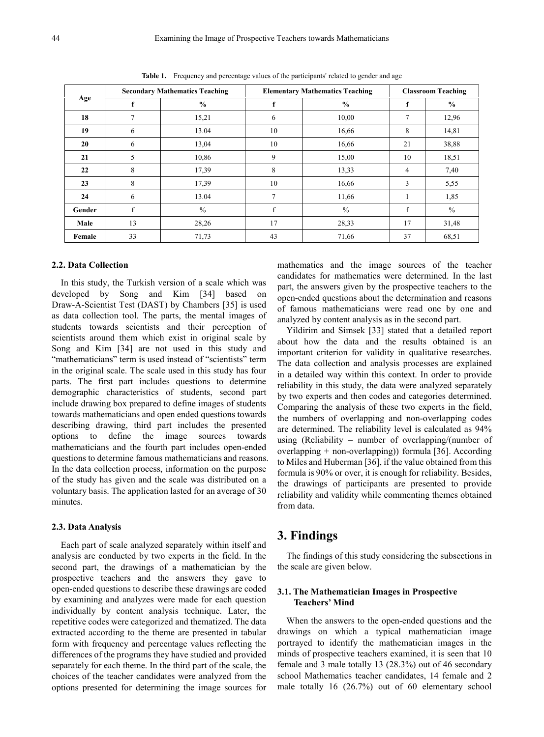**Table 1.** Frequency and percentage values of the participants' related to gender and age

| Age | Secondary Mathematics Teaching | | Elementary Mathematics Teaching | | Classroom Teaching | |
|---|---|---|---|---|---|---|
| | f | % | f | % | f | % |
| **18** | 7 | 15,21 | 6 | 10,00 | 7 | 12,96 |
| **19** | 6 | 13.04 | 10 | 16,66 | 8 | 14,81 |
| **20** | 6 | 13,04 | 10 | 16,66 | 21 | 38,88 |
| **21** | 5 | 10,86 | 9 | 15,00 | 10 | 18,51 |
| **22** | 8 | 17,39 | 8 | 13,33 | 4 | 7,40 |
| **23** | 8 | 17,39 | 10 | 16,66 | 3 | 5,55 |
| **24** | 6 | 13.04 | 7 | 11,66 | 1 | 1,85 |
| **Gender** | f | % | f | % | f | % |
| **Male** | 13 | 28,26 | 17 | 28,33 | 17 | 31,48 |
| **Female** | 33 | 71,73 | 43 | 71,66 | 37 | 68,51 |

### 2.2. Data Collection

In this study, the Turkish version of a scale which was developed by Song and Kim [34] based on Draw-A-Scientist Test (DAST) by Chambers [35] is used as data collection tool. The parts, the mental images of students towards scientists and their perception of scientists around them which exist in original scale by Song and Kim [34] are not used in this study and "mathematicians" term is used instead of "scientists" term in the original scale. The scale used in this study has four parts. The first part includes questions to determine demographic characteristics of students, second part include drawing box prepared to define images of students towards mathematicians and open ended questions towards describing drawing, third part includes the presented options to define the image sources towards mathematicians and the fourth part includes open-ended questions to determine famous mathematicians and reasons. In the data collection process, information on the purpose of the study has given and the scale was distributed on a voluntary basis. The application lasted for an average of 30 minutes.

### 2.3. Data Analysis

Each part of scale analyzed separately within itself and analysis are conducted by two experts in the field. In the second part, the drawings of a mathematician by the prospective teachers and the answers they gave to open-ended questions to describe these drawings are coded by examining and analyzes were made for each question individually by content analysis technique. Later, the repetitive codes were categorized and thematized. The data extracted according to the theme are presented in tabular form with frequency and percentage values reflecting the differences of the programs they have studied and provided separately for each theme. In the third part of the scale, the choices of the teacher candidates were analyzed from the options presented for determining the image sources for mathematics and the image sources of the teacher candidates for mathematics were determined. In the last part, the answers given by the prospective teachers to the open-ended questions about the determination and reasons of famous mathematicians were read one by one and analyzed by content analysis as in the second part.

Yildirim and Simsek [33] stated that a detailed report about how the data and the results obtained is an important criterion for validity in qualitative researches. The data collection and analysis processes are explained in a detailed way within this context. In order to provide reliability in this study, the data were analyzed separately by two experts and then codes and categories determined. Comparing the analysis of these two experts in the field, the numbers of overlapping and non-overlapping codes are determined. The reliability level is calculated as 94% using (Reliability = number of overlapping/(number of overlapping + non-overlapping)) formula [36]. According to Miles and Huberman [36], if the value obtained from this formula is 90% or over, it is enough for reliability. Besides, the drawings of participants are presented to provide reliability and validity while commenting themes obtained from data.

## 3. Findings

The findings of this study considering the subsections in the scale are given below.

### 3.1. The Mathematician Images in Prospective Teachers' Mind

When the answers to the open-ended questions and the drawings on which a typical mathematician image portrayed to identify the mathematician images in the minds of prospective teachers examined, it is seen that 10 female and 3 male totally 13 (28.3%) out of 46 secondary school Mathematics teacher candidates, 14 female and 2 male totally 16 (26.7%) out of 60 elementary school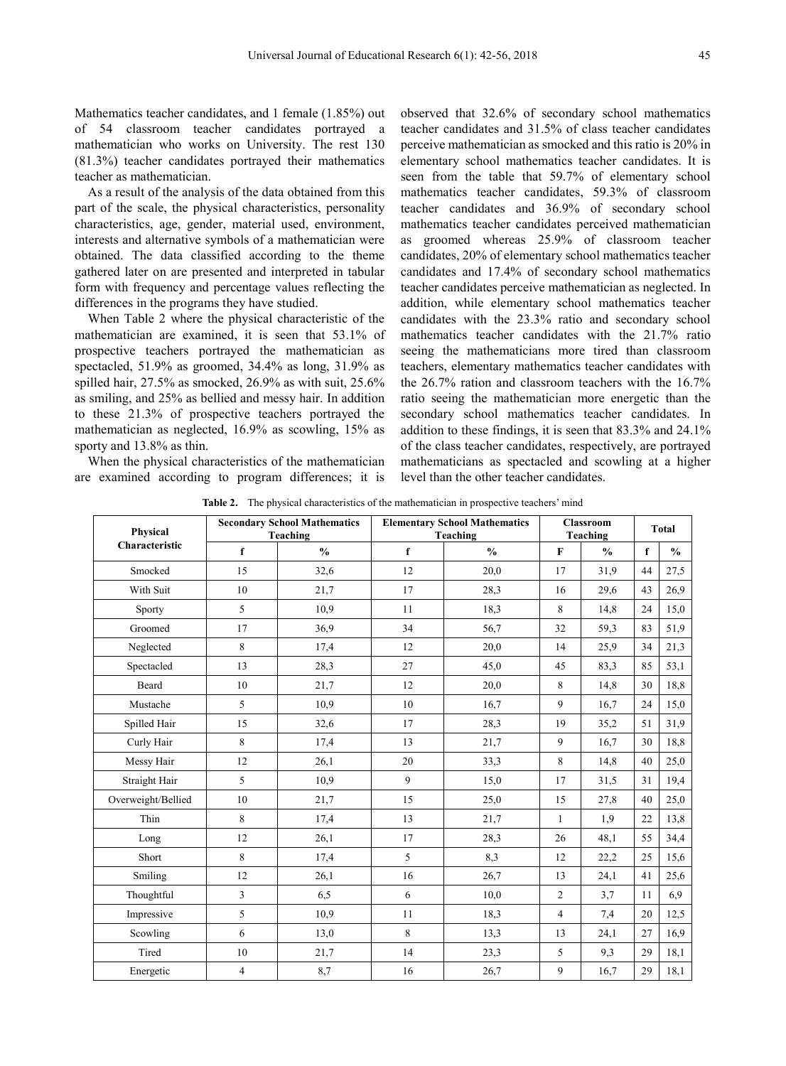Mathematics teacher candidates, and 1 female (1.85%) out of 54 classroom teacher candidates portrayed a mathematician who works on University. The rest 130 (81.3%) teacher candidates portrayed their mathematics teacher as mathematician.

As a result of the analysis of the data obtained from this part of the scale, the physical characteristics, personality characteristics, age, gender, material used, environment, interests and alternative symbols of a mathematician were obtained. The data classified according to the theme gathered later on are presented and interpreted in tabular form with frequency and percentage values reflecting the differences in the programs they have studied.

When Table 2 where the physical characteristic of the mathematician are examined, it is seen that 53.1% of prospective teachers portrayed the mathematician as spectacled, 51.9% as groomed, 34.4% as long, 31.9% as spilled hair, 27.5% as smocked, 26.9% as with suit, 25.6% as smiling, and 25% as bellied and messy hair. In addition to these 21.3% of prospective teachers portrayed the mathematician as neglected, 16.9% as scowling, 15% as sporty and 13.8% as thin.

When the physical characteristics of the mathematician are examined according to program differences; it is observed that 32.6% of secondary school mathematics teacher candidates and 31.5% of class teacher candidates perceive mathematician as smocked and this ratio is 20% in elementary school mathematics teacher candidates. It is seen from the table that 59.7% of elementary school mathematics teacher candidates, 59.3% of classroom teacher candidates and 36.9% of secondary school mathematics teacher candidates perceived mathematician as groomed whereas 25.9% of classroom teacher candidates, 20% of elementary school mathematics teacher candidates and 17.4% of secondary school mathematics teacher candidates perceive mathematician as neglected. In addition, while elementary school mathematics teacher candidates with the 23.3% ratio and secondary school mathematics teacher candidates with the 21.7% ratio seeing the mathematicians more tired than classroom teachers, elementary mathematics teacher candidates with the 26.7% ration and classroom teachers with the 16.7% ratio seeing the mathematician more energetic than the secondary school mathematics teacher candidates. In addition to these findings, it is seen that 83.3% and 24.1% of the class teacher candidates, respectively, are portrayed mathematicians as spectacled and scowling at a higher level than the other teacher candidates.

**Table 2.** The physical characteristics of the mathematician in prospective teachers' mind

| Physical Characteristic | Secondary School Mathematics Teaching | | Elementary School Mathematics Teaching | | Classroom Teaching | | Total | |
|---|---|---|---|---|---|---|---|---|
| | f | % | f | % | F | % | f | % |
| Smocked | 15 | 32,6 | 12 | 20,0 | 17 | 31,9 | 44 | 27,5 |
| With Suit | 10 | 21,7 | 17 | 28,3 | 16 | 29,6 | 43 | 26,9 |
| Sporty | 5 | 10,9 | 11 | 18,3 | 8 | 14,8 | 24 | 15,0 |
| Groomed | 17 | 36,9 | 34 | 56,7 | 32 | 59,3 | 83 | 51,9 |
| Neglected | 8 | 17,4 | 12 | 20,0 | 14 | 25,9 | 34 | 21,3 |
| Spectacled | 13 | 28,3 | 27 | 45,0 | 45 | 83,3 | 85 | 53,1 |
| Beard | 10 | 21,7 | 12 | 20,0 | 8 | 14,8 | 30 | 18,8 |
| Mustache | 5 | 10,9 | 10 | 16,7 | 9 | 16,7 | 24 | 15,0 |
| Spilled Hair | 15 | 32,6 | 17 | 28,3 | 19 | 35,2 | 51 | 31,9 |
| Curly Hair | 8 | 17,4 | 13 | 21,7 | 9 | 16,7 | 30 | 18,8 |
| Messy Hair | 12 | 26,1 | 20 | 33,3 | 8 | 14,8 | 40 | 25,0 |
| Straight Hair | 5 | 10,9 | 9 | 15,0 | 17 | 31,5 | 31 | 19,4 |
| Overweight/Bellied | 10 | 21,7 | 15 | 25,0 | 15 | 27,8 | 40 | 25,0 |
| Thin | 8 | 17,4 | 13 | 21,7 | 1 | 1,9 | 22 | 13,8 |
| Long | 12 | 26,1 | 17 | 28,3 | 26 | 48,1 | 55 | 34,4 |
| Short | 8 | 17,4 | 5 | 8,3 | 12 | 22,2 | 25 | 15,6 |
| Smiling | 12 | 26,1 | 16 | 26,7 | 13 | 24,1 | 41 | 25,6 |
| Thoughtful | 3 | 6,5 | 6 | 10,0 | 2 | 3,7 | 11 | 6,9 |
| Impressive | 5 | 10,9 | 11 | 18,3 | 4 | 7,4 | 20 | 12,5 |
| Scowling | 6 | 13,0 | 8 | 13,3 | 13 | 24,1 | 27 | 16,9 |
| Tired | 10 | 21,7 | 14 | 23,3 | 5 | 9,3 | 29 | 18,1 |
| Energetic | 4 | 8,7 | 16 | 26,7 | 9 | 16,7 | 29 | 18,1 |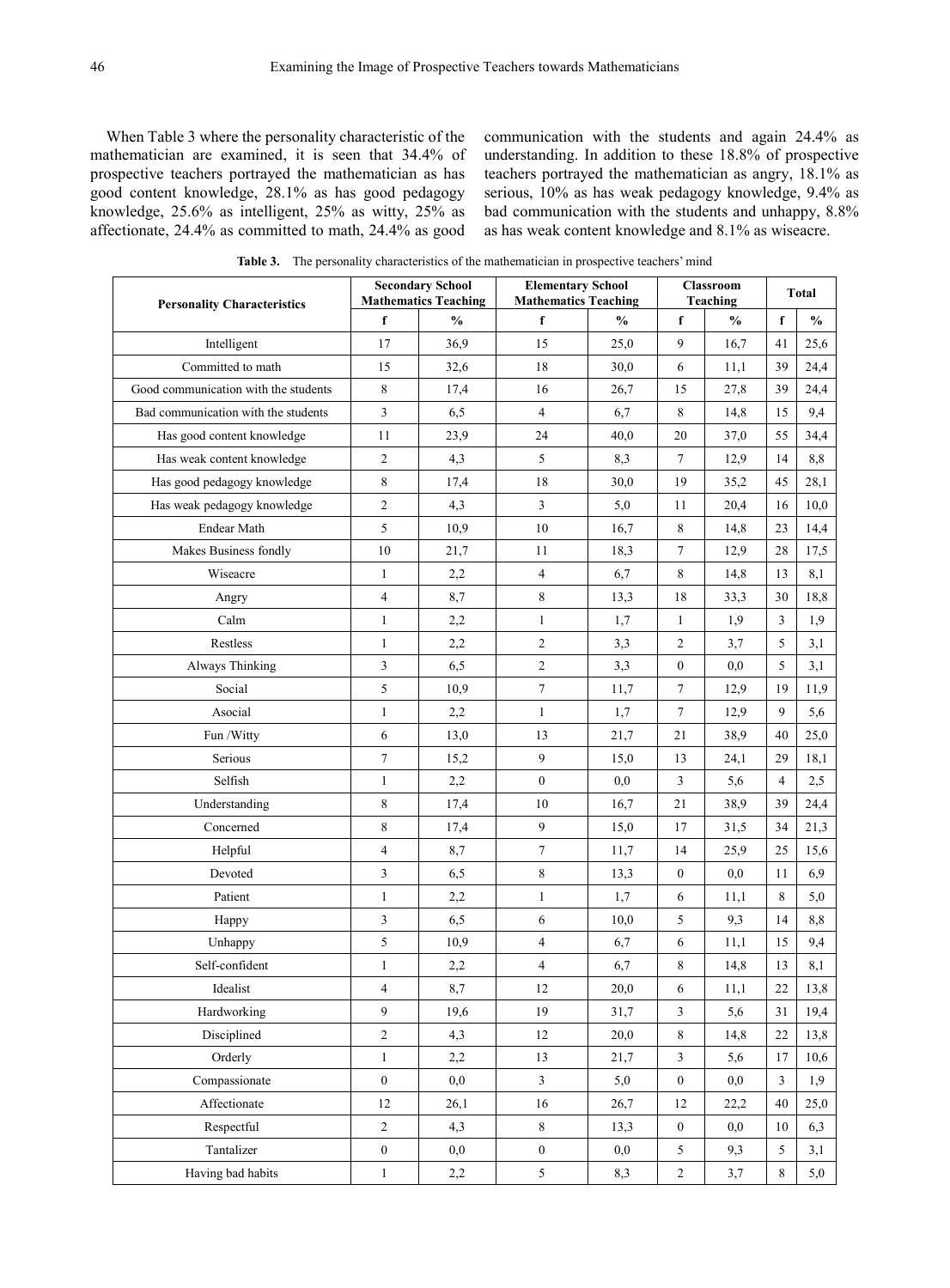When Table 3 where the personality characteristic of the mathematician are examined, it is seen that 34.4% of prospective teachers portrayed the mathematician as has good content knowledge, 28.1% as has good pedagogy knowledge, 25.6% as intelligent, 25% as witty, 25% as affectionate, 24.4% as committed to math, 24.4% as good communication with the students and again 24.4% as understanding. In addition to these 18.8% of prospective teachers portrayed the mathematician as angry, 18.1% as serious, 10% as has weak pedagogy knowledge, 9.4% as bad communication with the students and unhappy, 8.8% as has weak content knowledge and 8.1% as wiseacre.

**Table 3.** The personality characteristics of the mathematician in prospective teachers' mind

| Personality Characteristics | Secondary School Mathematics Teaching | | Elementary School Mathematics Teaching | | Classroom Teaching | | Total | |
|---|---|---|---|---|---|---|---|---|
| | f | % | f | % | f | % | f | % |
| Intelligent | 17 | 36,9 | 15 | 25,0 | 9 | 16,7 | 41 | 25,6 |
| Committed to math | 15 | 32,6 | 18 | 30,0 | 6 | 11,1 | 39 | 24,4 |
| Good communication with the students | 8 | 17,4 | 16 | 26,7 | 15 | 27,8 | 39 | 24,4 |
| Bad communication with the students | 3 | 6,5 | 4 | 6,7 | 8 | 14,8 | 15 | 9,4 |
| Has good content knowledge | 11 | 23,9 | 24 | 40,0 | 20 | 37,0 | 55 | 34,4 |
| Has weak content knowledge | 2 | 4,3 | 5 | 8,3 | 7 | 12,9 | 14 | 8,8 |
| Has good pedagogy knowledge | 8 | 17,4 | 18 | 30,0 | 19 | 35,2 | 45 | 28,1 |
| Has weak pedagogy knowledge | 2 | 4,3 | 3 | 5,0 | 11 | 20,4 | 16 | 10,0 |
| Endear Math | 5 | 10,9 | 10 | 16,7 | 8 | 14,8 | 23 | 14,4 |
| Makes Business fondly | 10 | 21,7 | 11 | 18,3 | 7 | 12,9 | 28 | 17,5 |
| Wiseacre | 1 | 2,2 | 4 | 6,7 | 8 | 14,8 | 13 | 8,1 |
| Angry | 4 | 8,7 | 8 | 13,3 | 18 | 33,3 | 30 | 18,8 |
| Calm | 1 | 2,2 | 1 | 1,7 | 1 | 1,9 | 3 | 1,9 |
| Restless | 1 | 2,2 | 2 | 3,3 | 2 | 3,7 | 5 | 3,1 |
| Always Thinking | 3 | 6,5 | 2 | 3,3 | 0 | 0,0 | 5 | 3,1 |
| Social | 5 | 10,9 | 7 | 11,7 | 7 | 12,9 | 19 | 11,9 |
| Asocial | 1 | 2,2 | 1 | 1,7 | 7 | 12,9 | 9 | 5,6 |
| Fun /Witty | 6 | 13,0 | 13 | 21,7 | 21 | 38,9 | 40 | 25,0 |
| Serious | 7 | 15,2 | 9 | 15,0 | 13 | 24,1 | 29 | 18,1 |
| Selfish | 1 | 2,2 | 0 | 0,0 | 3 | 5,6 | 4 | 2,5 |
| Understanding | 8 | 17,4 | 10 | 16,7 | 21 | 38,9 | 39 | 24,4 |
| Concerned | 8 | 17,4 | 9 | 15,0 | 17 | 31,5 | 34 | 21,3 |
| Helpful | 4 | 8,7 | 7 | 11,7 | 14 | 25,9 | 25 | 15,6 |
| Devoted | 3 | 6,5 | 8 | 13,3 | 0 | 0,0 | 11 | 6,9 |
| Patient | 1 | 2,2 | 1 | 1,7 | 6 | 11,1 | 8 | 5,0 |
| Happy | 3 | 6,5 | 6 | 10,0 | 5 | 9,3 | 14 | 8,8 |
| Unhappy | 5 | 10,9 | 4 | 6,7 | 6 | 11,1 | 15 | 9,4 |
| Self-confident | 1 | 2,2 | 4 | 6,7 | 8 | 14,8 | 13 | 8,1 |
| Idealist | 4 | 8,7 | 12 | 20,0 | 6 | 11,1 | 22 | 13,8 |
| Hardworking | 9 | 19,6 | 19 | 31,7 | 3 | 5,6 | 31 | 19,4 |
| Disciplined | 2 | 4,3 | 12 | 20,0 | 8 | 14,8 | 22 | 13,8 |
| Orderly | 1 | 2,2 | 13 | 21,7 | 3 | 5,6 | 17 | 10,6 |
| Compassionate | 0 | 0,0 | 3 | 5,0 | 0 | 0,0 | 3 | 1,9 |
| Affectionate | 12 | 26,1 | 16 | 26,7 | 12 | 22,2 | 40 | 25,0 |
| Respectful | 2 | 4,3 | 8 | 13,3 | 0 | 0,0 | 10 | 6,3 |
| Tantalizer | 0 | 0,0 | 0 | 0,0 | 5 | 9,3 | 5 | 3,1 |
| Having bad habits | 1 | 2,2 | 5 | 8,3 | 2 | 3,7 | 8 | 5,0 |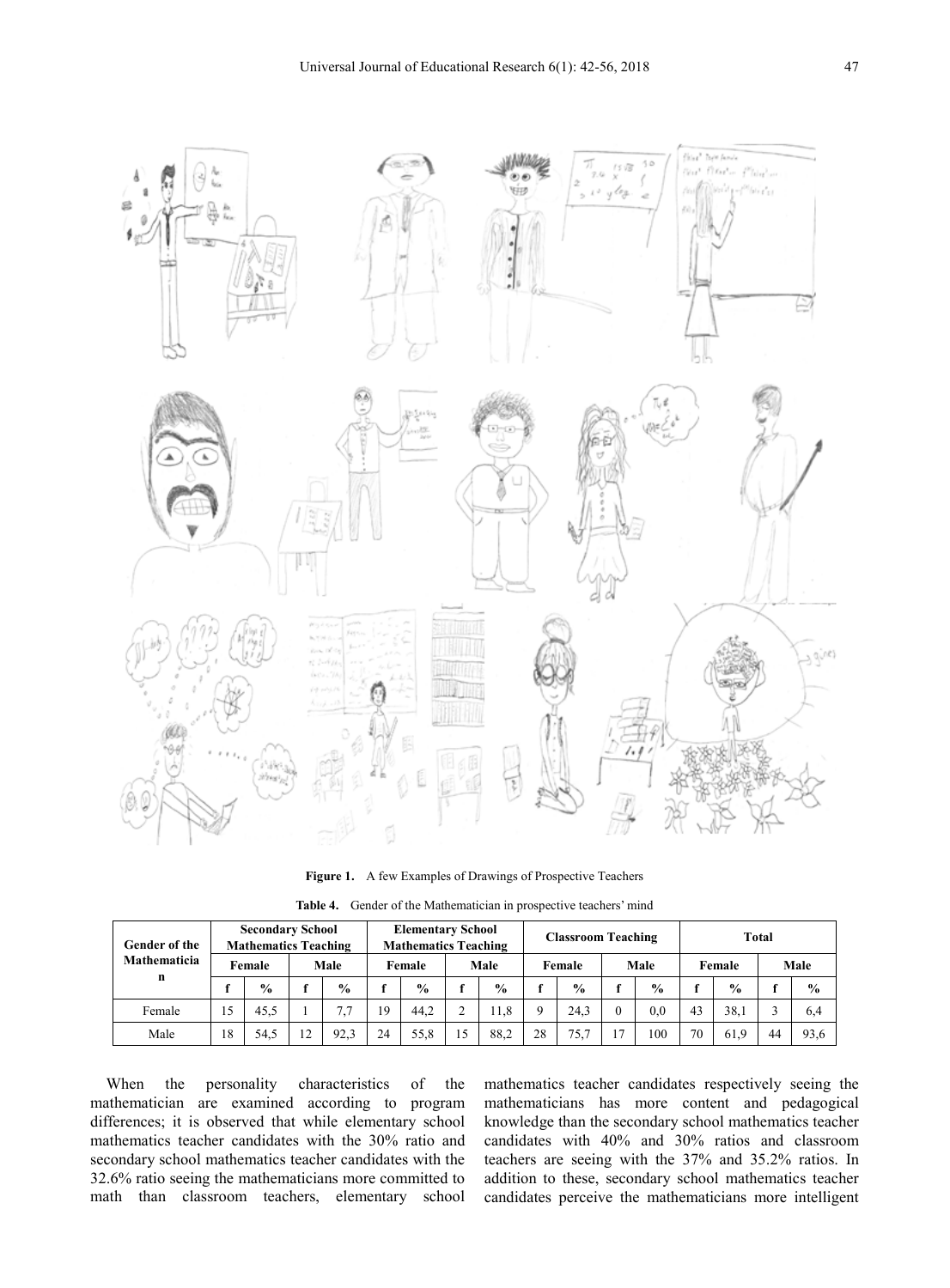**Figure 1.** A few Examples of Drawings of Prospective Teachers

**Table 4.** Gender of the Mathematician in prospective teachers' mind

| Gender of the Mathematician | Secondary School Mathematics Teaching | | | | Elementary School Mathematics Teaching | | | | Classroom Teaching | | | | Total | | | |
|---|---|---|---|---|---|---|---|---|---|---|---|---|---|---|---|---|
| | Female | | Male | | Female | | Male | | Female | | Male | | Female | | Male | |
| | f | % | f | % | f | % | f | % | f | % | f | % | f | % | f | % |
| Female | 15 | 45,5 | 1 | 7,7 | 19 | 44,2 | 2 | 11,8 | 9 | 24,3 | 0 | 0,0 | 43 | 38,1 | 3 | 6,4 |
| Male | 18 | 54,5 | 12 | 92,3 | 24 | 55,8 | 15 | 88,2 | 28 | 75,7 | 17 | 100 | 70 | 61,9 | 44 | 93,6 |

When the personality characteristics of the mathematician are examined according to program differences; it is observed that while elementary school mathematics teacher candidates with the 30% ratio and secondary school mathematics teacher candidates with the 32.6% ratio seeing the mathematicians more committed to math than classroom teachers, elementary school mathematics teacher candidates respectively seeing the mathematicians has more content and pedagogical knowledge than the secondary school mathematics teacher candidates with 40% and 30% ratios and classroom teachers are seeing with the 37% and 35.2% ratios. In addition to these, secondary school mathematics teacher candidates perceive the mathematicians more intelligent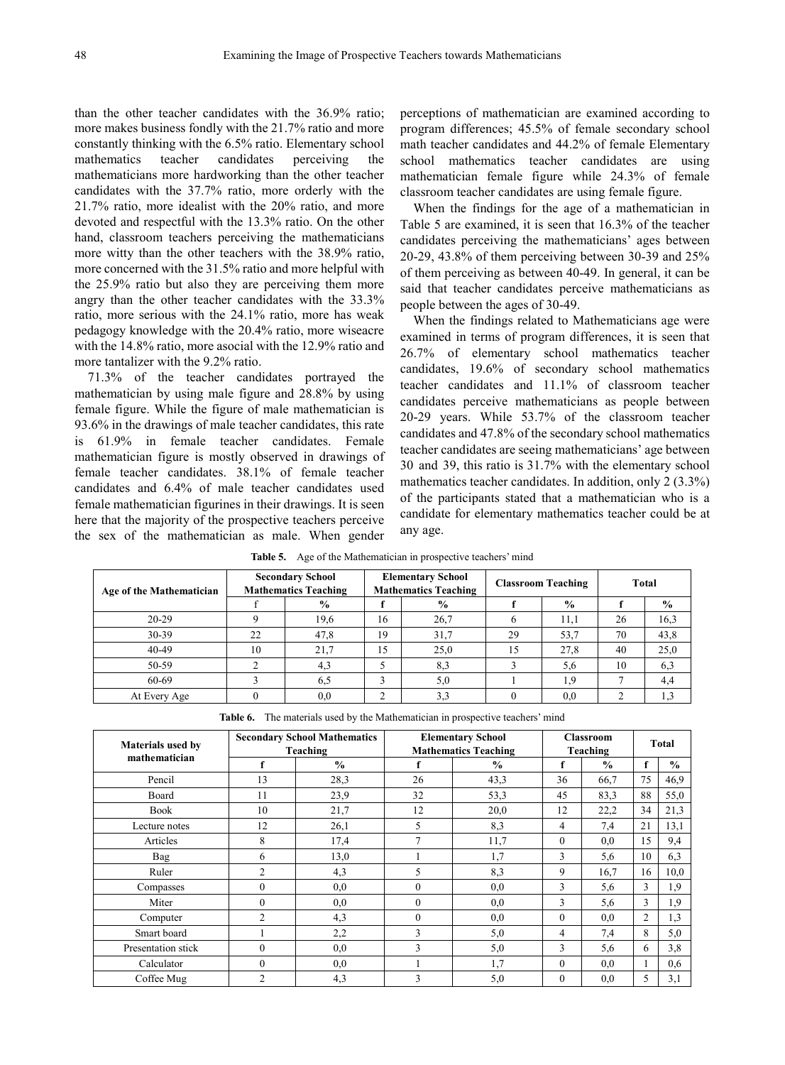than the other teacher candidates with the 36.9% ratio; more makes business fondly with the 21.7% ratio and more constantly thinking with the 6.5% ratio. Elementary school mathematics teacher candidates perceiving the mathematicians more hardworking than the other teacher candidates with the 37.7% ratio, more orderly with the 21.7% ratio, more idealist with the 20% ratio, and more devoted and respectful with the 13.3% ratio. On the other hand, classroom teachers perceiving the mathematicians more witty than the other teachers with the 38.9% ratio, more concerned with the 31.5% ratio and more helpful with the 25.9% ratio but also they are perceiving them more angry than the other teacher candidates with the 33.3% ratio, more serious with the 24.1% ratio, more has weak pedagogy knowledge with the 20.4% ratio, more wiseacre with the 14.8% ratio, more asocial with the 12.9% ratio and more tantalizer with the 9.2% ratio.

71.3% of the teacher candidates portrayed the mathematician by using male figure and 28.8% by using female figure. While the figure of male mathematician is 93.6% in the drawings of male teacher candidates, this rate is 61.9% in female teacher candidates. Female mathematician figure is mostly observed in drawings of female teacher candidates. 38.1% of female teacher candidates and 6.4% of male teacher candidates used female mathematician figurines in their drawings. It is seen here that the majority of the prospective teachers perceive the sex of the mathematician as male. When gender perceptions of mathematician are examined according to program differences; 45.5% of female secondary school math teacher candidates and 44.2% of female Elementary school mathematics teacher candidates are using mathematician female figure while 24.3% of female classroom teacher candidates are using female figure.

When the findings for the age of a mathematician in Table 5 are examined, it is seen that 16.3% of the teacher candidates perceiving the mathematicians' ages between 20-29, 43.8% of them perceiving between 30-39 and 25% of them perceiving as between 40-49. In general, it can be said that teacher candidates perceive mathematicians as people between the ages of 30-49.

When the findings related to Mathematicians age were examined in terms of program differences, it is seen that 26.7% of elementary school mathematics teacher candidates, 19.6% of secondary school mathematics teacher candidates and 11.1% of classroom teacher candidates perceive mathematicians as people between 20-29 years. While 53.7% of the classroom teacher candidates and 47.8% of the secondary school mathematics teacher candidates are seeing mathematicians' age between 30 and 39, this ratio is 31.7% with the elementary school mathematics teacher candidates. In addition, only 2 (3.3%) of the participants stated that a mathematician who is a candidate for elementary mathematics teacher could be at any age.

**Table 5.** Age of the Mathematician in prospective teachers' mind

| Age of the Mathematician | Secondary School Mathematics Teaching | | Elementary School Mathematics Teaching | | Classroom Teaching | | Total | |
|---|---|---|---|---|---|---|---|---|
| | f | % | f | % | f | % | f | % |
| 20-29 | 9 | 19,6 | 16 | 26,7 | 6 | 11,1 | 26 | 16,3 |
| 30-39 | 22 | 47,8 | 19 | 31,7 | 29 | 53,7 | 70 | 43,8 |
| 40-49 | 10 | 21,7 | 15 | 25,0 | 15 | 27,8 | 40 | 25,0 |
| 50-59 | 2 | 4,3 | 5 | 8,3 | 3 | 5,6 | 10 | 6,3 |
| 60-69 | 3 | 6,5 | 3 | 5,0 | 1 | 1,9 | 7 | 4,4 |
| At Every Age | 0 | 0,0 | 2 | 3,3 | 0 | 0,0 | 2 | 1,3 |

**Table 6.** The materials used by the Mathematician in prospective teachers' mind

| Materials used by mathematician | Secondary School Mathematics Teaching | | Elementary School Mathematics Teaching | | Classroom Teaching | | Total | |
|---|---|---|---|---|---|---|---|---|
| | f | % | f | % | f | % | f | % |
| Pencil | 13 | 28,3 | 26 | 43,3 | 36 | 66,7 | 75 | 46,9 |
| Board | 11 | 23,9 | 32 | 53,3 | 45 | 83,3 | 88 | 55,0 |
| Book | 10 | 21,7 | 12 | 20,0 | 12 | 22,2 | 34 | 21,3 |
| Lecture notes | 12 | 26,1 | 5 | 8,3 | 4 | 7,4 | 21 | 13,1 |
| Articles | 8 | 17,4 | 7 | 11,7 | 0 | 0,0 | 15 | 9,4 |
| Bag | 6 | 13,0 | 1 | 1,7 | 3 | 5,6 | 10 | 6,3 |
| Ruler | 2 | 4,3 | 5 | 8,3 | 9 | 16,7 | 16 | 10,0 |
| Compasses | 0 | 0,0 | 0 | 0,0 | 3 | 5,6 | 3 | 1,9 |
| Miter | 0 | 0,0 | 0 | 0,0 | 3 | 5,6 | 3 | 1,9 |
| Computer | 2 | 4,3 | 0 | 0,0 | 0 | 0,0 | 2 | 1,3 |
| Smart board | 1 | 2,2 | 3 | 5,0 | 4 | 7,4 | 8 | 5,0 |
| Presentation stick | 0 | 0,0 | 3 | 5,0 | 3 | 5,6 | 6 | 3,8 |
| Calculator | 0 | 0,0 | 1 | 1,7 | 0 | 0,0 | 1 | 0,6 |
| Coffee Mug | 2 | 4,3 | 3 | 5,0 | 0 | 0,0 | 5 | 3,1 |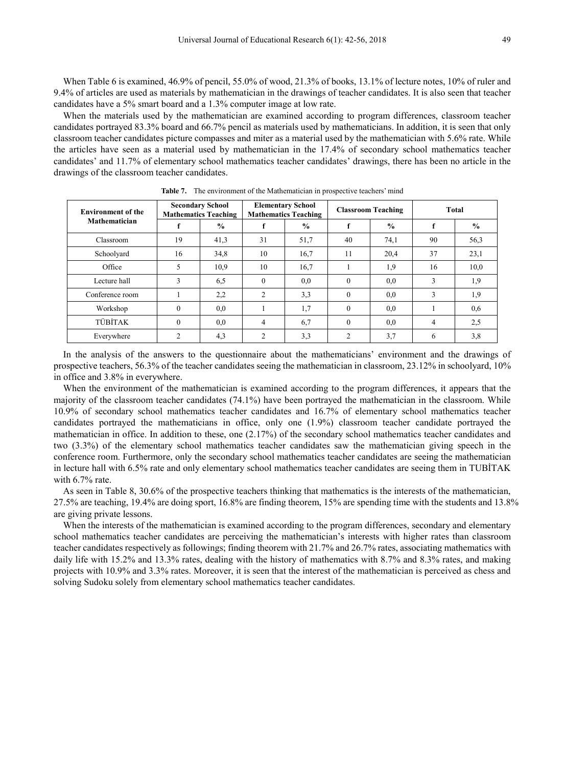When Table 6 is examined, 46.9% of pencil, 55.0% of wood, 21.3% of books, 13.1% of lecture notes, 10% of ruler and 9.4% of articles are used as materials by mathematician in the drawings of teacher candidates. It is also seen that teacher candidates have a 5% smart board and a 1.3% computer image at low rate.

When the materials used by the mathematician are examined according to program differences, classroom teacher candidates portrayed 83.3% board and 66.7% pencil as materials used by mathematicians. In addition, it is seen that only classroom teacher candidates picture compasses and miter as a material used by the mathematician with 5.6% rate. While the articles have seen as a material used by mathematician in the 17.4% of secondary school mathematics teacher candidates' and 11.7% of elementary school mathematics teacher candidates' drawings, there has been no article in the drawings of the classroom teacher candidates.

**Table 7.** The environment of the Mathematician in prospective teachers' mind

| Environment of the Mathematician | Secondary School Mathematics Teaching | | Elementary School Mathematics Teaching | | Classroom Teaching | | Total | |
|---|---|---|---|---|---|---|---|---|
| | f | % | f | % | f | % | f | % |
| Classroom | 19 | 41,3 | 31 | 51,7 | 40 | 74,1 | 90 | 56,3 |
| Schoolyard | 16 | 34,8 | 10 | 16,7 | 11 | 20,4 | 37 | 23,1 |
| Office | 5 | 10,9 | 10 | 16,7 | 1 | 1,9 | 16 | 10,0 |
| Lecture hall | 3 | 6,5 | 0 | 0,0 | 0 | 0,0 | 3 | 1,9 |
| Conference room | 1 | 2,2 | 2 | 3,3 | 0 | 0,0 | 3 | 1,9 |
| Workshop | 0 | 0,0 | 1 | 1,7 | 0 | 0,0 | 1 | 0,6 |
| TÜBİTAK | 0 | 0,0 | 4 | 6,7 | 0 | 0,0 | 4 | 2,5 |
| Everywhere | 2 | 4,3 | 2 | 3,3 | 2 | 3,7 | 6 | 3,8 |

In the analysis of the answers to the questionnaire about the mathematicians' environment and the drawings of prospective teachers, 56.3% of the teacher candidates seeing the mathematician in classroom, 23.12% in schoolyard, 10% in office and 3.8% in everywhere.

When the environment of the mathematician is examined according to the program differences, it appears that the majority of the classroom teacher candidates (74.1%) have been portrayed the mathematician in the classroom. While 10.9% of secondary school mathematics teacher candidates and 16.7% of elementary school mathematics teacher candidates portrayed the mathematicians in office, only one (1.9%) classroom teacher candidate portrayed the mathematician in office. In addition to these, one (2.17%) of the secondary school mathematics teacher candidates and two (3.3%) of the elementary school mathematics teacher candidates saw the mathematician giving speech in the conference room. Furthermore, only the secondary school mathematics teacher candidates are seeing the mathematician in lecture hall with 6.5% rate and only elementary school mathematics teacher candidates are seeing them in TUBİTAK with 6.7% rate.

As seen in Table 8, 30.6% of the prospective teachers thinking that mathematics is the interests of the mathematician, 27.5% are teaching, 19.4% are doing sport, 16.8% are finding theorem, 15% are spending time with the students and 13.8% are giving private lessons.

When the interests of the mathematician is examined according to the program differences, secondary and elementary school mathematics teacher candidates are perceiving the mathematician's interests with higher rates than classroom teacher candidates respectively as followings; finding theorem with 21.7% and 26.7% rates, associating mathematics with daily life with 15.2% and 13.3% rates, dealing with the history of mathematics with 8.7% and 8.3% rates, and making projects with 10.9% and 3.3% rates. Moreover, it is seen that the interest of the mathematician is perceived as chess and solving Sudoku solely from elementary school mathematics teacher candidates.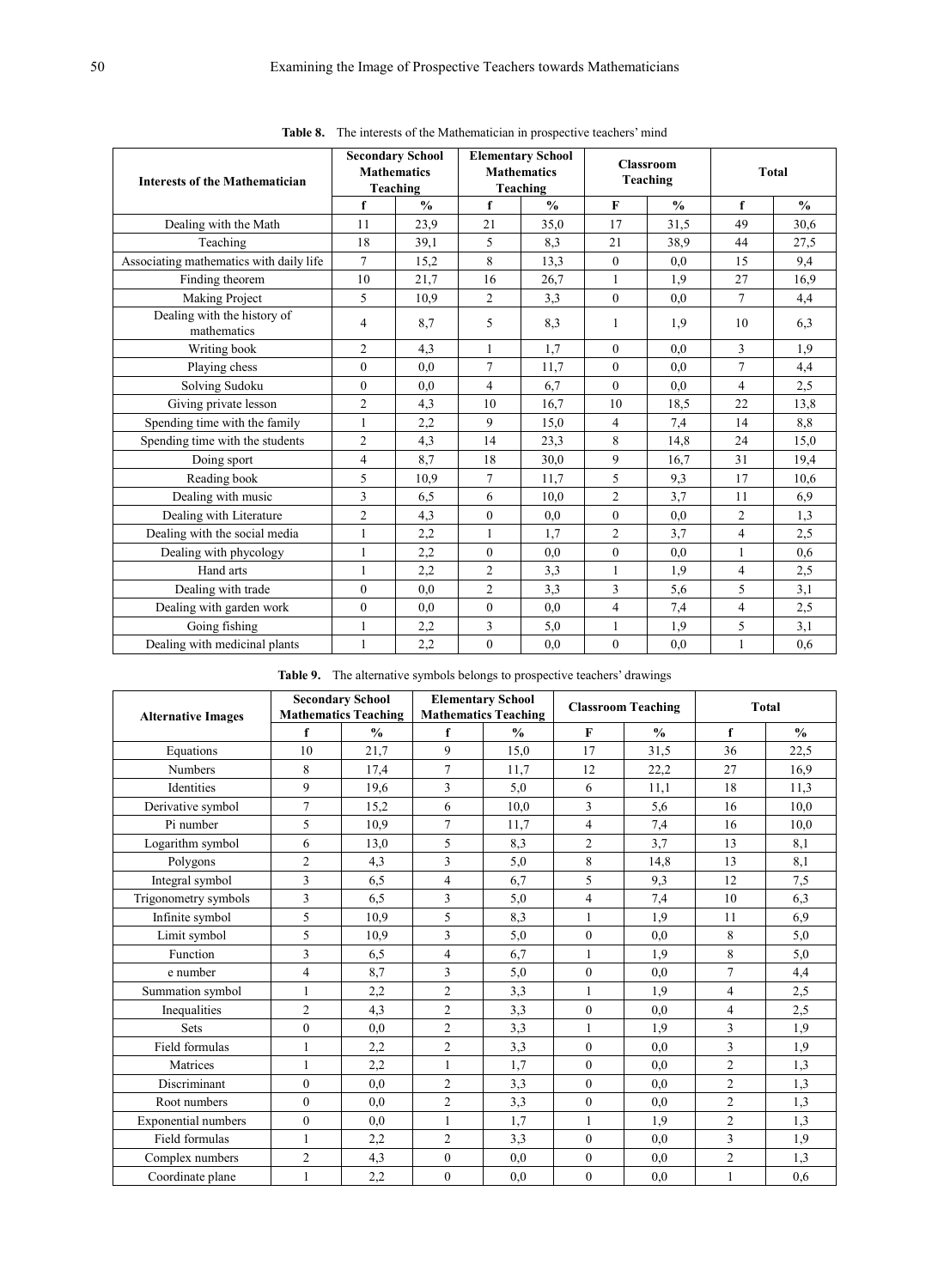**Table 8.** The interests of the Mathematician in prospective teachers' mind

| Interests of the Mathematician | Secondary School Mathematics Teaching | | Elementary School Mathematics Teaching | | Classroom Teaching | | Total | |
|---|---|---|---|---|---|---|---|---|
| | f | % | f | % | F | % | f | % |
| Dealing with the Math | 11 | 23,9 | 21 | 35,0 | 17 | 31,5 | 49 | 30,6 |
| Teaching | 18 | 39,1 | 5 | 8,3 | 21 | 38,9 | 44 | 27,5 |
| Associating mathematics with daily life | 7 | 15,2 | 8 | 13,3 | 0 | 0,0 | 15 | 9,4 |
| Finding theorem | 10 | 21,7 | 16 | 26,7 | 1 | 1,9 | 27 | 16,9 |
| Making Project | 5 | 10,9 | 2 | 3,3 | 0 | 0,0 | 7 | 4,4 |
| Dealing with the history of mathematics | 4 | 8,7 | 5 | 8,3 | 1 | 1,9 | 10 | 6,3 |
| Writing book | 2 | 4,3 | 1 | 1,7 | 0 | 0,0 | 3 | 1,9 |
| Playing chess | 0 | 0,0 | 7 | 11,7 | 0 | 0,0 | 7 | 4,4 |
| Solving Sudoku | 0 | 0,0 | 4 | 6,7 | 0 | 0,0 | 4 | 2,5 |
| Giving private lesson | 2 | 4,3 | 10 | 16,7 | 10 | 18,5 | 22 | 13,8 |
| Spending time with the family | 1 | 2,2 | 9 | 15,0 | 4 | 7,4 | 14 | 8,8 |
| Spending time with the students | 2 | 4,3 | 14 | 23,3 | 8 | 14,8 | 24 | 15,0 |
| Doing sport | 4 | 8,7 | 18 | 30,0 | 9 | 16,7 | 31 | 19,4 |
| Reading book | 5 | 10,9 | 7 | 11,7 | 5 | 9,3 | 17 | 10,6 |
| Dealing with music | 3 | 6,5 | 6 | 10,0 | 2 | 3,7 | 11 | 6,9 |
| Dealing with Literature | 2 | 4,3 | 0 | 0,0 | 0 | 0,0 | 2 | 1,3 |
| Dealing with the social media | 1 | 2,2 | 1 | 1,7 | 2 | 3,7 | 4 | 2,5 |
| Dealing with phycology | 1 | 2,2 | 0 | 0,0 | 0 | 0,0 | 1 | 0,6 |
| Hand arts | 1 | 2,2 | 2 | 3,3 | 1 | 1,9 | 4 | 2,5 |
| Dealing with trade | 0 | 0,0 | 2 | 3,3 | 3 | 5,6 | 5 | 3,1 |
| Dealing with garden work | 0 | 0,0 | 0 | 0,0 | 4 | 7,4 | 4 | 2,5 |
| Going fishing | 1 | 2,2 | 3 | 5,0 | 1 | 1,9 | 5 | 3,1 |
| Dealing with medicinal plants | 1 | 2,2 | 0 | 0,0 | 0 | 0,0 | 1 | 0,6 |

**Table 9.** The alternative symbols belongs to prospective teachers' drawings

| Alternative Images | Secondary School Mathematics Teaching | | Elementary School Mathematics Teaching | | Classroom Teaching | | Total | |
|---|---|---|---|---|---|---|---|---|
| | f | % | f | % | F | % | f | % |
| Equations | 10 | 21,7 | 9 | 15,0 | 17 | 31,5 | 36 | 22,5 |
| Numbers | 8 | 17,4 | 7 | 11,7 | 12 | 22,2 | 27 | 16,9 |
| Identities | 9 | 19,6 | 3 | 5,0 | 6 | 11,1 | 18 | 11,3 |
| Derivative symbol | 7 | 15,2 | 6 | 10,0 | 3 | 5,6 | 16 | 10,0 |
| Pi number | 5 | 10,9 | 7 | 11,7 | 4 | 7,4 | 16 | 10,0 |
| Logarithm symbol | 6 | 13,0 | 5 | 8,3 | 2 | 3,7 | 13 | 8,1 |
| Polygons | 2 | 4,3 | 3 | 5,0 | 8 | 14,8 | 13 | 8,1 |
| Integral symbol | 3 | 6,5 | 4 | 6,7 | 5 | 9,3 | 12 | 7,5 |
| Trigonometry symbols | 3 | 6,5 | 3 | 5,0 | 4 | 7,4 | 10 | 6,3 |
| Infinite symbol | 5 | 10,9 | 5 | 8,3 | 1 | 1,9 | 11 | 6,9 |
| Limit symbol | 5 | 10,9 | 3 | 5,0 | 0 | 0,0 | 8 | 5,0 |
| Function | 3 | 6,5 | 4 | 6,7 | 1 | 1,9 | 8 | 5,0 |
| e number | 4 | 8,7 | 3 | 5,0 | 0 | 0,0 | 7 | 4,4 |
| Summation symbol | 1 | 2,2 | 2 | 3,3 | 1 | 1,9 | 4 | 2,5 |
| Inequalities | 2 | 4,3 | 2 | 3,3 | 0 | 0,0 | 4 | 2,5 |
| Sets | 0 | 0,0 | 2 | 3,3 | 1 | 1,9 | 3 | 1,9 |
| Field formulas | 1 | 2,2 | 2 | 3,3 | 0 | 0,0 | 3 | 1,9 |
| Matrices | 1 | 2,2 | 1 | 1,7 | 0 | 0,0 | 2 | 1,3 |
| Discriminant | 0 | 0,0 | 2 | 3,3 | 0 | 0,0 | 2 | 1,3 |
| Root numbers | 0 | 0,0 | 2 | 3,3 | 0 | 0,0 | 2 | 1,3 |
| Exponential numbers | 0 | 0,0 | 1 | 1,7 | 1 | 1,9 | 2 | 1,3 |
| Field formulas | 1 | 2,2 | 2 | 3,3 | 0 | 0,0 | 3 | 1,9 |
| Complex numbers | 2 | 4,3 | 0 | 0,0 | 0 | 0,0 | 2 | 1,3 |
| Coordinate plane | 1 | 2,2 | 0 | 0,0 | 0 | 0,0 | 1 | 0,6 |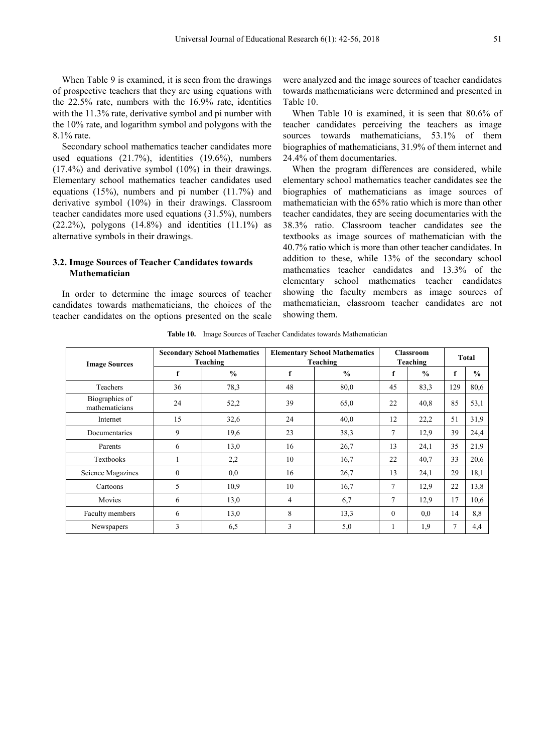When Table 9 is examined, it is seen from the drawings of prospective teachers that they are using equations with the 22.5% rate, numbers with the 16.9% rate, identities with the 11.3% rate, derivative symbol and pi number with the 10% rate, and logarithm symbol and polygons with the 8.1% rate.

Secondary school mathematics teacher candidates more used equations (21.7%), identities (19.6%), numbers (17.4%) and derivative symbol (10%) in their drawings. Elementary school mathematics teacher candidates used equations (15%), numbers and pi number (11.7%) and derivative symbol (10%) in their drawings. Classroom teacher candidates more used equations (31.5%), numbers (22.2%), polygons (14.8%) and identities (11.1%) as alternative symbols in their drawings.

### 3.2. Image Sources of Teacher Candidates towards Mathematician

In order to determine the image sources of teacher candidates towards mathematicians, the choices of the teacher candidates on the options presented on the scale were analyzed and the image sources of teacher candidates towards mathematicians were determined and presented in Table 10.

When Table 10 is examined, it is seen that 80.6% of teacher candidates perceiving the teachers as image sources towards mathematicians, 53.1% of them biographies of mathematicians, 31.9% of them internet and 24.4% of them documentaries.

When the program differences are considered, while elementary school mathematics teacher candidates see the biographies of mathematicians as image sources of mathematician with the 65% ratio which is more than other teacher candidates, they are seeing documentaries with the 38.3% ratio. Classroom teacher candidates see the textbooks as image sources of mathematician with the 40.7% ratio which is more than other teacher candidates. In addition to these, while 13% of the secondary school mathematics teacher candidates and 13.3% of the elementary school mathematics teacher candidates showing the faculty members as image sources of mathematician, classroom teacher candidates are not showing them.

**Table 10.** Image Sources of Teacher Candidates towards Mathematician

| Image Sources | Secondary School Mathematics Teaching | | Elementary School Mathematics Teaching | | Classroom Teaching | | Total | |
|---|---|---|---|---|---|---|---|---|
| | f | % | f | % | f | % | f | % |
| Teachers | 36 | 78,3 | 48 | 80,0 | 45 | 83,3 | 129 | 80,6 |
| Biographies of mathematicians | 24 | 52,2 | 39 | 65,0 | 22 | 40,8 | 85 | 53,1 |
| Internet | 15 | 32,6 | 24 | 40,0 | 12 | 22,2 | 51 | 31,9 |
| Documentaries | 9 | 19,6 | 23 | 38,3 | 7 | 12,9 | 39 | 24,4 |
| Parents | 6 | 13,0 | 16 | 26,7 | 13 | 24,1 | 35 | 21,9 |
| Textbooks | 1 | 2,2 | 10 | 16,7 | 22 | 40,7 | 33 | 20,6 |
| Science Magazines | 0 | 0,0 | 16 | 26,7 | 13 | 24,1 | 29 | 18,1 |
| Cartoons | 5 | 10,9 | 10 | 16,7 | 7 | 12,9 | 22 | 13,8 |
| Movies | 6 | 13,0 | 4 | 6,7 | 7 | 12,9 | 17 | 10,6 |
| Faculty members | 6 | 13,0 | 8 | 13,3 | 0 | 0,0 | 14 | 8,8 |
| Newspapers | 3 | 6,5 | 3 | 5,0 | 1 | 1,9 | 7 | 4,4 |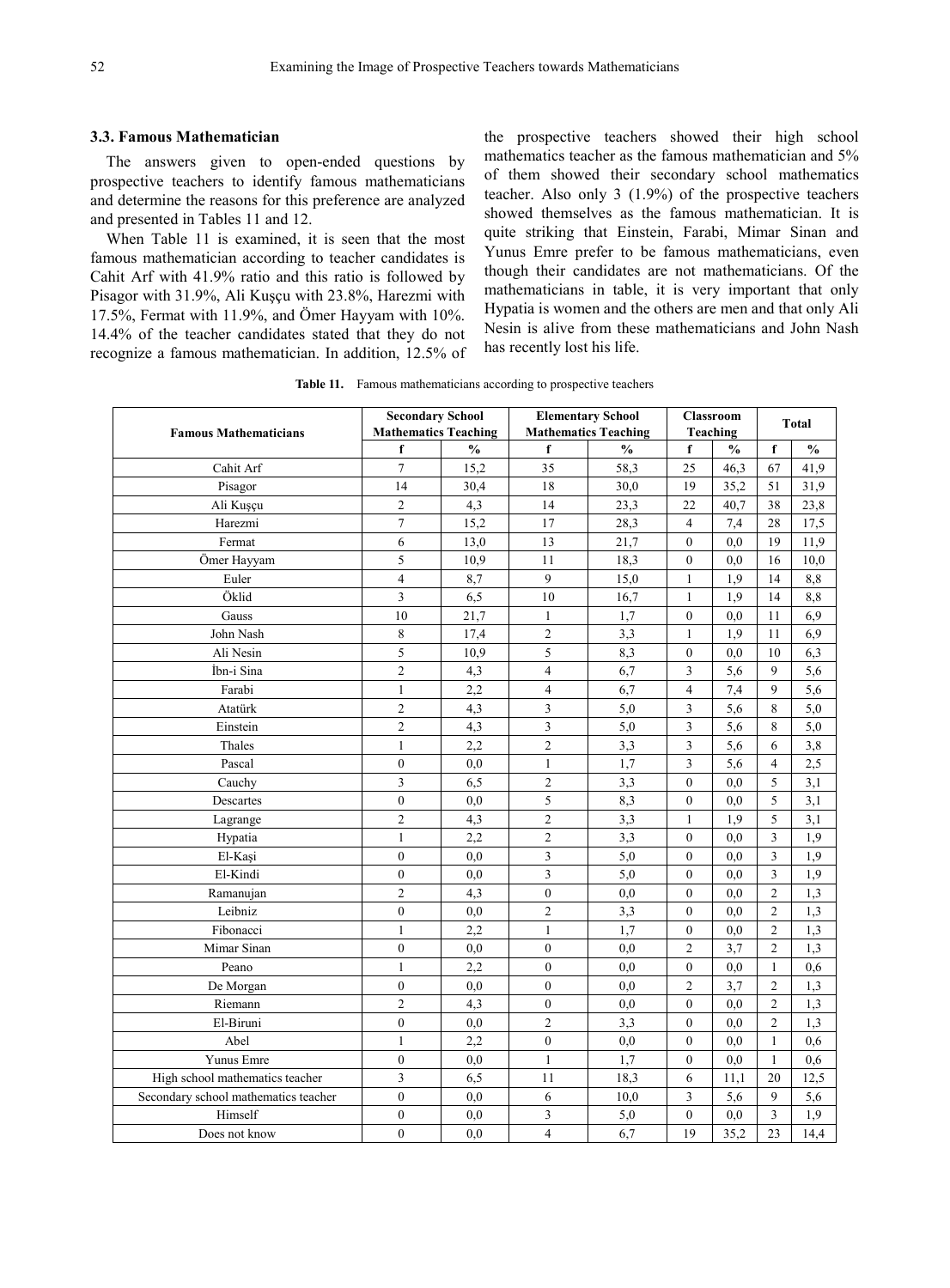### 3.3. Famous Mathematician

The answers given to open-ended questions by prospective teachers to identify famous mathematicians and determine the reasons for this preference are analyzed and presented in Tables 11 and 12.

When Table 11 is examined, it is seen that the most famous mathematician according to teacher candidates is Cahit Arf with 41.9% ratio and this ratio is followed by Pisagor with 31.9%, Ali Kuşçu with 23.8%, Harezmi with 17.5%, Fermat with 11.9%, and Ömer Hayyam with 10%. 14.4% of the teacher candidates stated that they do not recognize a famous mathematician. In addition, 12.5% of the prospective teachers showed their high school mathematics teacher as the famous mathematician and 5% of them showed their secondary school mathematics teacher. Also only 3 (1.9%) of the prospective teachers showed themselves as the famous mathematician. It is quite striking that Einstein, Farabi, Mimar Sinan and Yunus Emre prefer to be famous mathematicians, even though their candidates are not mathematicians. Of the mathematicians in table, it is very important that only Hypatia is women and the others are men and that only Ali Nesin is alive from these mathematicians and John Nash has recently lost his life.

**Table 11.** Famous mathematicians according to prospective teachers

| Famous Mathematicians | Secondary School Mathematics Teaching | | Elementary School Mathematics Teaching | | Classroom Teaching | | Total | |
|---|---|---|---|---|---|---|---|---|
| | f | % | f | % | f | % | f | % |
| Cahit Arf | 7 | 15,2 | 35 | 58,3 | 25 | 46,3 | 67 | 41,9 |
| Pisagor | 14 | 30,4 | 18 | 30,0 | 19 | 35,2 | 51 | 31,9 |
| Ali Kuşçu | 2 | 4,3 | 14 | 23,3 | 22 | 40,7 | 38 | 23,8 |
| Harezmi | 7 | 15,2 | 17 | 28,3 | 4 | 7,4 | 28 | 17,5 |
| Fermat | 6 | 13,0 | 13 | 21,7 | 0 | 0,0 | 19 | 11,9 |
| Ömer Hayyam | 5 | 10,9 | 11 | 18,3 | 0 | 0,0 | 16 | 10,0 |
| Euler | 4 | 8,7 | 9 | 15,0 | 1 | 1,9 | 14 | 8,8 |
| Öklid | 3 | 6,5 | 10 | 16,7 | 1 | 1,9 | 14 | 8,8 |
| Gauss | 10 | 21,7 | 1 | 1,7 | 0 | 0,0 | 11 | 6,9 |
| John Nash | 8 | 17,4 | 2 | 3,3 | 1 | 1,9 | 11 | 6,9 |
| Ali Nesin | 5 | 10,9 | 5 | 8,3 | 0 | 0,0 | 10 | 6,3 |
| İbn-i Sina | 2 | 4,3 | 4 | 6,7 | 3 | 5,6 | 9 | 5,6 |
| Farabi | 1 | 2,2 | 4 | 6,7 | 4 | 7,4 | 9 | 5,6 |
| Atatürk | 2 | 4,3 | 3 | 5,0 | 3 | 5,6 | 8 | 5,0 |
| Einstein | 2 | 4,3 | 3 | 5,0 | 3 | 5,6 | 8 | 5,0 |
| Thales | 1 | 2,2 | 2 | 3,3 | 3 | 5,6 | 6 | 3,8 |
| Pascal | 0 | 0,0 | 1 | 1,7 | 3 | 5,6 | 4 | 2,5 |
| Cauchy | 3 | 6,5 | 2 | 3,3 | 0 | 0,0 | 5 | 3,1 |
| Descartes | 0 | 0,0 | 5 | 8,3 | 0 | 0,0 | 5 | 3,1 |
| Lagrange | 2 | 4,3 | 2 | 3,3 | 1 | 1,9 | 5 | 3,1 |
| Hypatia | 1 | 2,2 | 2 | 3,3 | 0 | 0,0 | 3 | 1,9 |
| El-Kaşi | 0 | 0,0 | 3 | 5,0 | 0 | 0,0 | 3 | 1,9 |
| El-Kindi | 0 | 0,0 | 3 | 5,0 | 0 | 0,0 | 3 | 1,9 |
| Ramanujan | 2 | 4,3 | 0 | 0,0 | 0 | 0,0 | 2 | 1,3 |
| Leibniz | 0 | 0,0 | 2 | 3,3 | 0 | 0,0 | 2 | 1,3 |
| Fibonacci | 1 | 2,2 | 1 | 1,7 | 0 | 0,0 | 2 | 1,3 |
| Mimar Sinan | 0 | 0,0 | 0 | 0,0 | 2 | 3,7 | 2 | 1,3 |
| Peano | 1 | 2,2 | 0 | 0,0 | 0 | 0,0 | 1 | 0,6 |
| De Morgan | 0 | 0,0 | 0 | 0,0 | 2 | 3,7 | 2 | 1,3 |
| Riemann | 2 | 4,3 | 0 | 0,0 | 0 | 0,0 | 2 | 1,3 |
| El-Biruni | 0 | 0,0 | 2 | 3,3 | 0 | 0,0 | 2 | 1,3 |
| Abel | 1 | 2,2 | 0 | 0,0 | 0 | 0,0 | 1 | 0,6 |
| Yunus Emre | 0 | 0,0 | 1 | 1,7 | 0 | 0,0 | 1 | 0,6 |
| High school mathematics teacher | 3 | 6,5 | 11 | 18,3 | 6 | 11,1 | 20 | 12,5 |
| Secondary school mathematics teacher | 0 | 0,0 | 6 | 10,0 | 3 | 5,6 | 9 | 5,6 |
| Himself | 0 | 0,0 | 3 | 5,0 | 0 | 0,0 | 3 | 1,9 |
| Does not know | 0 | 0,0 | 4 | 6,7 | 19 | 35,2 | 23 | 14,4 |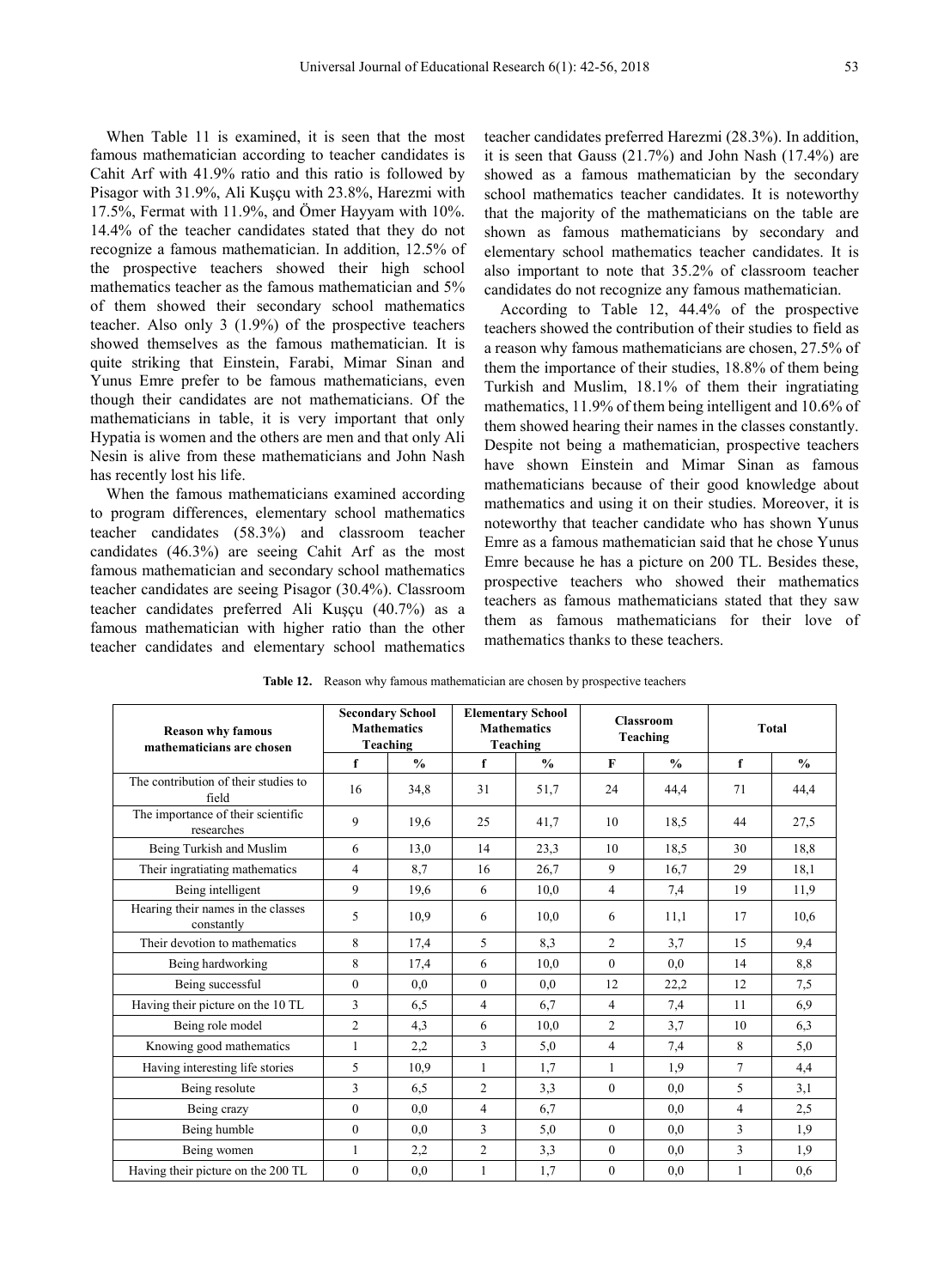When Table 11 is examined, it is seen that the most famous mathematician according to teacher candidates is Cahit Arf with 41.9% ratio and this ratio is followed by Pisagor with 31.9%, Ali Kuşçu with 23.8%, Harezmi with 17.5%, Fermat with 11.9%, and Ömer Hayyam with 10%. 14.4% of the teacher candidates stated that they do not recognize a famous mathematician. In addition, 12.5% of the prospective teachers showed their high school mathematics teacher as the famous mathematician and 5% of them showed their secondary school mathematics teacher. Also only 3 (1.9%) of the prospective teachers showed themselves as the famous mathematician. It is quite striking that Einstein, Farabi, Mimar Sinan and Yunus Emre prefer to be famous mathematicians, even though their candidates are not mathematicians. Of the mathematicians in table, it is very important that only Hypatia is women and the others are men and that only Ali Nesin is alive from these mathematicians and John Nash has recently lost his life.

When the famous mathematicians examined according to program differences, elementary school mathematics teacher candidates (58.3%) and classroom teacher candidates (46.3%) are seeing Cahit Arf as the most famous mathematician and secondary school mathematics teacher candidates are seeing Pisagor (30.4%). Classroom teacher candidates preferred Ali Kuşçu (40.7%) as a famous mathematician with higher ratio than the other teacher candidates and elementary school mathematics teacher candidates preferred Harezmi (28.3%). In addition, it is seen that Gauss (21.7%) and John Nash (17.4%) are showed as a famous mathematician by the secondary school mathematics teacher candidates. It is noteworthy that the majority of the mathematicians on the table are shown as famous mathematicians by secondary and elementary school mathematics teacher candidates. It is also important to note that 35.2% of classroom teacher candidates do not recognize any famous mathematician.

According to Table 12, 44.4% of the prospective teachers showed the contribution of their studies to field as a reason why famous mathematicians are chosen, 27.5% of them the importance of their studies, 18.8% of them being Turkish and Muslim, 18.1% of them their ingratiating mathematics, 11.9% of them being intelligent and 10.6% of them showed hearing their names in the classes constantly. Despite not being a mathematician, prospective teachers have shown Einstein and Mimar Sinan as famous mathematicians because of their good knowledge about mathematics and using it on their studies. Moreover, it is noteworthy that teacher candidate who has shown Yunus Emre as a famous mathematician said that he chose Yunus Emre because he has a picture on 200 TL. Besides these, prospective teachers who showed their mathematics teachers as famous mathematicians stated that they saw them as famous mathematicians for their love of mathematics thanks to these teachers.

**Table 12.** Reason why famous mathematician are chosen by prospective teachers

| Reason why famous mathematicians are chosen | Secondary School Mathematics Teaching | | Elementary School Mathematics Teaching | | Classroom Teaching | | Total | |
|---|---|---|---|---|---|---|---|---|
| | f | % | f | % | F | % | f | % |
| The contribution of their studies to field | 16 | 34,8 | 31 | 51,7 | 24 | 44,4 | 71 | 44,4 |
| The importance of their scientific researches | 9 | 19,6 | 25 | 41,7 | 10 | 18,5 | 44 | 27,5 |
| Being Turkish and Muslim | 6 | 13,0 | 14 | 23,3 | 10 | 18,5 | 30 | 18,8 |
| Their ingratiating mathematics | 4 | 8,7 | 16 | 26,7 | 9 | 16,7 | 29 | 18,1 |
| Being intelligent | 9 | 19,6 | 6 | 10,0 | 4 | 7,4 | 19 | 11,9 |
| Hearing their names in the classes constantly | 5 | 10,9 | 6 | 10,0 | 6 | 11,1 | 17 | 10,6 |
| Their devotion to mathematics | 8 | 17,4 | 5 | 8,3 | 2 | 3,7 | 15 | 9,4 |
| Being hardworking | 8 | 17,4 | 6 | 10,0 | 0 | 0,0 | 14 | 8,8 |
| Being successful | 0 | 0,0 | 0 | 0,0 | 12 | 22,2 | 12 | 7,5 |
| Having their picture on the 10 TL | 3 | 6,5 | 4 | 6,7 | 4 | 7,4 | 11 | 6,9 |
| Being role model | 2 | 4,3 | 6 | 10,0 | 2 | 3,7 | 10 | 6,3 |
| Knowing good mathematics | 1 | 2,2 | 3 | 5,0 | 4 | 7,4 | 8 | 5,0 |
| Having interesting life stories | 5 | 10,9 | 1 | 1,7 | 1 | 1,9 | 7 | 4,4 |
| Being resolute | 3 | 6,5 | 2 | 3,3 | 0 | 0,0 | 5 | 3,1 |
| Being crazy | 0 | 0,0 | 4 | 6,7 | | 0,0 | 4 | 2,5 |
| Being humble | 0 | 0,0 | 3 | 5,0 | 0 | 0,0 | 3 | 1,9 |
| Being women | 1 | 2,2 | 2 | 3,3 | 0 | 0,0 | 3 | 1,9 |
| Having their picture on the 200 TL | 0 | 0,0 | 1 | 1,7 | 0 | 0,0 | 1 | 0,6 |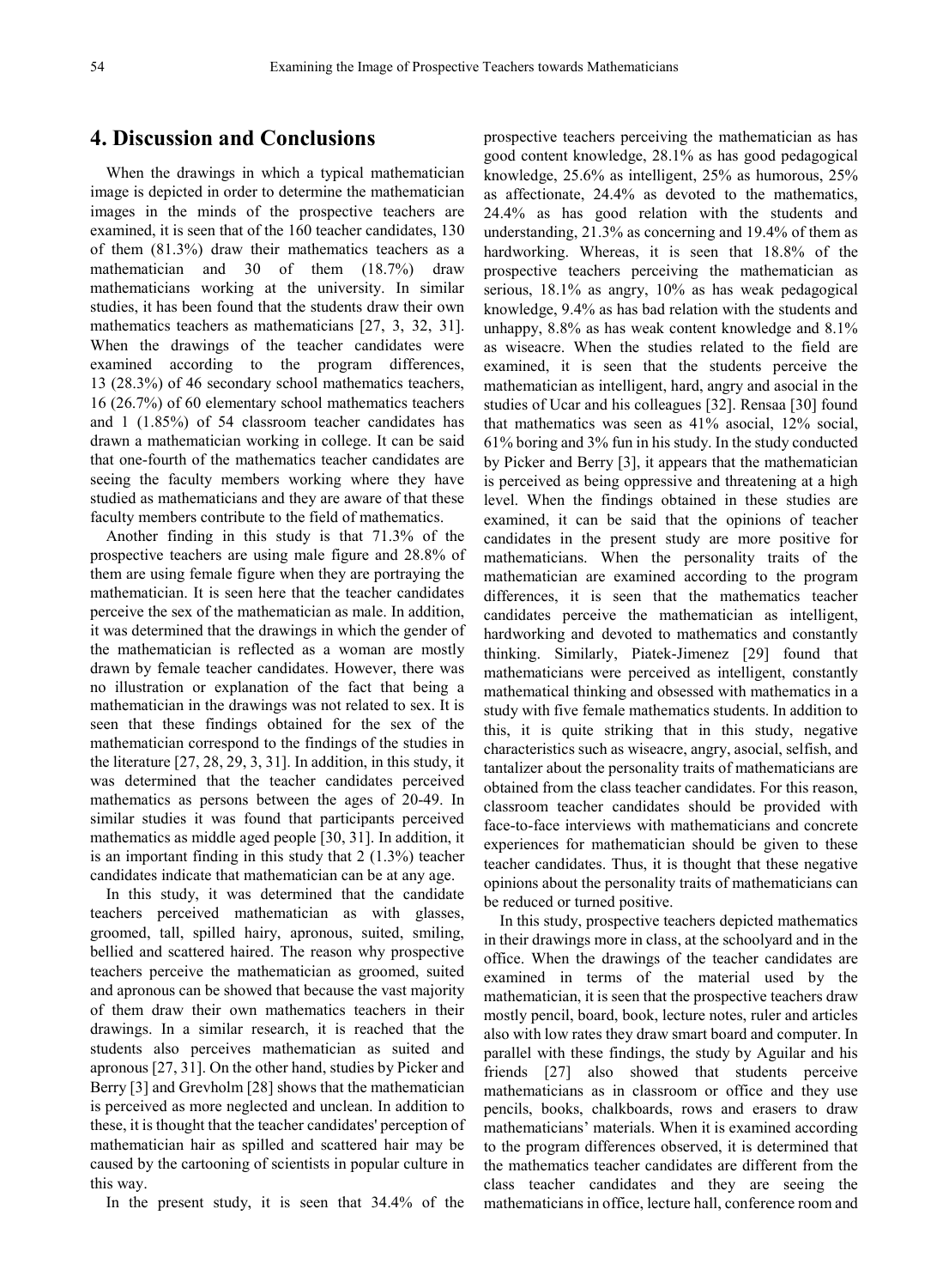## 4. Discussion and Conclusions

When the drawings in which a typical mathematician image is depicted in order to determine the mathematician images in the minds of the prospective teachers are examined, it is seen that of the 160 teacher candidates, 130 of them (81.3%) draw their mathematics teachers as a mathematician and 30 of them (18.7%) draw mathematicians working at the university. In similar studies, it has been found that the students draw their own mathematics teachers as mathematicians [27, 3, 32, 31]. When the drawings of the teacher candidates were examined according to the program differences, 13 (28.3%) of 46 secondary school mathematics teachers, 16 (26.7%) of 60 elementary school mathematics teachers and 1 (1.85%) of 54 classroom teacher candidates has drawn a mathematician working in college. It can be said that one-fourth of the mathematics teacher candidates are seeing the faculty members working where they have studied as mathematicians and they are aware of that these faculty members contribute to the field of mathematics.

Another finding in this study is that 71.3% of the prospective teachers are using male figure and 28.8% of them are using female figure when they are portraying the mathematician. It is seen here that the teacher candidates perceive the sex of the mathematician as male. In addition, it was determined that the drawings in which the gender of the mathematician is reflected as a woman are mostly drawn by female teacher candidates. However, there was no illustration or explanation of the fact that being a mathematician in the drawings was not related to sex. It is seen that these findings obtained for the sex of the mathematician correspond to the findings of the studies in the literature [27, 28, 29, 3, 31]. In addition, in this study, it was determined that the teacher candidates perceived mathematics as persons between the ages of 20-49. In similar studies it was found that participants perceived mathematics as middle aged people [30, 31]. In addition, it is an important finding in this study that 2 (1.3%) teacher candidates indicate that mathematician can be at any age.

In this study, it was determined that the candidate teachers perceived mathematician as with glasses, groomed, tall, spilled hairy, apronous, suited, smiling, bellied and scattered haired. The reason why prospective teachers perceive the mathematician as groomed, suited and apronous can be showed that because the vast majority of them draw their own mathematics teachers in their drawings. In a similar research, it is reached that the students also perceives mathematician as suited and apronous [27, 31]. On the other hand, studies by Picker and Berry [3] and Grevholm [28] shows that the mathematician is perceived as more neglected and unclean. In addition to these, it is thought that the teacher candidates' perception of mathematician hair as spilled and scattered hair may be caused by the cartooning of scientists in popular culture in this way.

In the present study, it is seen that 34.4% of the prospective teachers perceiving the mathematician as has good content knowledge, 28.1% as has good pedagogical knowledge, 25.6% as intelligent, 25% as humorous, 25% as affectionate, 24.4% as devoted to the mathematics, 24.4% as has good relation with the students and understanding, 21.3% as concerning and 19.4% of them as hardworking. Whereas, it is seen that 18.8% of the prospective teachers perceiving the mathematician as serious, 18.1% as angry, 10% as has weak pedagogical knowledge, 9.4% as has bad relation with the students and unhappy, 8.8% as has weak content knowledge and 8.1% as wiseacre. When the studies related to the field are examined, it is seen that the students perceive the mathematician as intelligent, hard, angry and asocial in the studies of Ucar and his colleagues [32]. Rensaa [30] found that mathematics was seen as 41% asocial, 12% social, 61% boring and 3% fun in his study. In the study conducted by Picker and Berry [3], it appears that the mathematician is perceived as being oppressive and threatening at a high level. When the findings obtained in these studies are examined, it can be said that the opinions of teacher candidates in the present study are more positive for mathematicians. When the personality traits of the mathematician are examined according to the program differences, it is seen that the mathematics teacher candidates perceive the mathematician as intelligent, hardworking and devoted to mathematics and constantly thinking. Similarly, Piatek-Jimenez [29] found that mathematicians were perceived as intelligent, constantly mathematical thinking and obsessed with mathematics in a study with five female mathematics students. In addition to this, it is quite striking that in this study, negative characteristics such as wiseacre, angry, asocial, selfish, and tantalizer about the personality traits of mathematicians are obtained from the class teacher candidates. For this reason, classroom teacher candidates should be provided with face-to-face interviews with mathematicians and concrete experiences for mathematician should be given to these teacher candidates. Thus, it is thought that these negative opinions about the personality traits of mathematicians can be reduced or turned positive.

In this study, prospective teachers depicted mathematics in their drawings more in class, at the schoolyard and in the office. When the drawings of the teacher candidates are examined in terms of the material used by the mathematician, it is seen that the prospective teachers draw mostly pencil, board, book, lecture notes, ruler and articles also with low rates they draw smart board and computer. In parallel with these findings, the study by Aguilar and his friends [27] also showed that students perceive mathematicians as in classroom or office and they use pencils, books, chalkboards, rows and erasers to draw mathematicians' materials. When it is examined according to the program differences observed, it is determined that the mathematics teacher candidates are different from the class teacher candidates and they are seeing the mathematicians in office, lecture hall, conference room and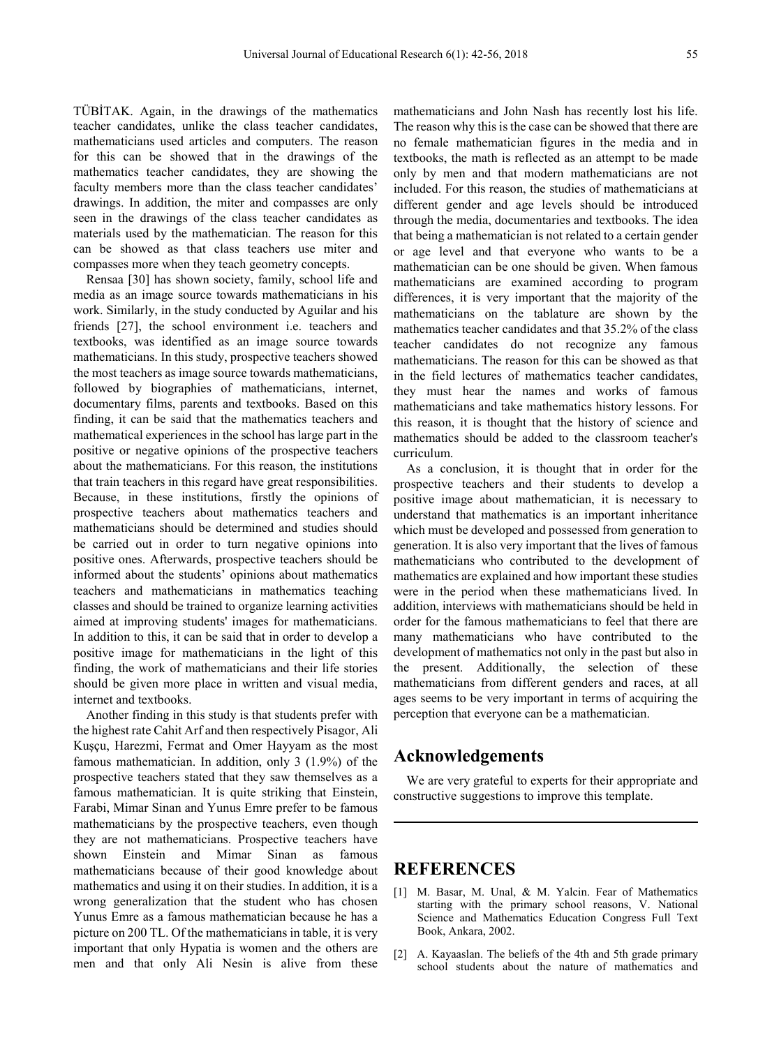TÜBİTAK. Again, in the drawings of the mathematics teacher candidates, unlike the class teacher candidates, mathematicians used articles and computers. The reason for this can be showed that in the drawings of the mathematics teacher candidates, they are showing the faculty members more than the class teacher candidates' drawings. In addition, the miter and compasses are only seen in the drawings of the class teacher candidates as materials used by the mathematician. The reason for this can be showed as that class teachers use miter and compasses more when they teach geometry concepts.

Rensaa [30] has shown society, family, school life and media as an image source towards mathematicians in his work. Similarly, in the study conducted by Aguilar and his friends [27], the school environment i.e. teachers and textbooks, was identified as an image source towards mathematicians. In this study, prospective teachers showed the most teachers as image source towards mathematicians, followed by biographies of mathematicians, internet, documentary films, parents and textbooks. Based on this finding, it can be said that the mathematics teachers and mathematical experiences in the school has large part in the positive or negative opinions of the prospective teachers about the mathematicians. For this reason, the institutions that train teachers in this regard have great responsibilities. Because, in these institutions, firstly the opinions of prospective teachers about mathematics teachers and mathematicians should be determined and studies should be carried out in order to turn negative opinions into positive ones. Afterwards, prospective teachers should be informed about the students' opinions about mathematics teachers and mathematicians in mathematics teaching classes and should be trained to organize learning activities aimed at improving students' images for mathematicians. In addition to this, it can be said that in order to develop a positive image for mathematicians in the light of this finding, the work of mathematicians and their life stories should be given more place in written and visual media, internet and textbooks.

Another finding in this study is that students prefer with the highest rate Cahit Arf and then respectively Pisagor, Ali Kuşçu, Harezmi, Fermat and Omer Hayyam as the most famous mathematician. In addition, only 3 (1.9%) of the prospective teachers stated that they saw themselves as a famous mathematician. It is quite striking that Einstein, Farabi, Mimar Sinan and Yunus Emre prefer to be famous mathematicians by the prospective teachers, even though they are not mathematicians. Prospective teachers have shown Einstein and Mimar Sinan as famous mathematicians because of their good knowledge about mathematics and using it on their studies. In addition, it is a wrong generalization that the student who has chosen Yunus Emre as a famous mathematician because he has a picture on 200 TL. Of the mathematicians in table, it is very important that only Hypatia is women and the others are men and that only Ali Nesin is alive from these mathematicians and John Nash has recently lost his life. The reason why this is the case can be showed that there are no female mathematician figures in the media and in textbooks, the math is reflected as an attempt to be made only by men and that modern mathematicians are not included. For this reason, the studies of mathematicians at different gender and age levels should be introduced through the media, documentaries and textbooks. The idea that being a mathematician is not related to a certain gender or age level and that everyone who wants to be a mathematician can be one should be given. When famous mathematicians are examined according to program differences, it is very important that the majority of the mathematicians on the tablature are shown by the mathematics teacher candidates and that 35.2% of the class teacher candidates do not recognize any famous mathematicians. The reason for this can be showed as that in the field lectures of mathematics teacher candidates, they must hear the names and works of famous mathematicians and take mathematics history lessons. For this reason, it is thought that the history of science and mathematics should be added to the classroom teacher's curriculum.

As a conclusion, it is thought that in order for the prospective teachers and their students to develop a positive image about mathematician, it is necessary to understand that mathematics is an important inheritance which must be developed and possessed from generation to generation. It is also very important that the lives of famous mathematicians who contributed to the development of mathematics are explained and how important these studies were in the period when these mathematicians lived. In addition, interviews with mathematicians should be held in order for the famous mathematicians to feel that there are many mathematicians who have contributed to the development of mathematics not only in the past but also in the present. Additionally, the selection of these mathematicians from different genders and races, at all ages seems to be very important in terms of acquiring the perception that everyone can be a mathematician.

## Acknowledgements

We are very grateful to experts for their appropriate and constructive suggestions to improve this template.

## REFERENCES

[1] M. Basar, M. Unal, & M. Yalcin. Fear of Mathematics starting with the primary school reasons, V. National Science and Mathematics Education Congress Full Text Book, Ankara, 2002.

[2] A. Kayaaslan. The beliefs of the 4th and 5th grade primary school students about the nature of mathematics and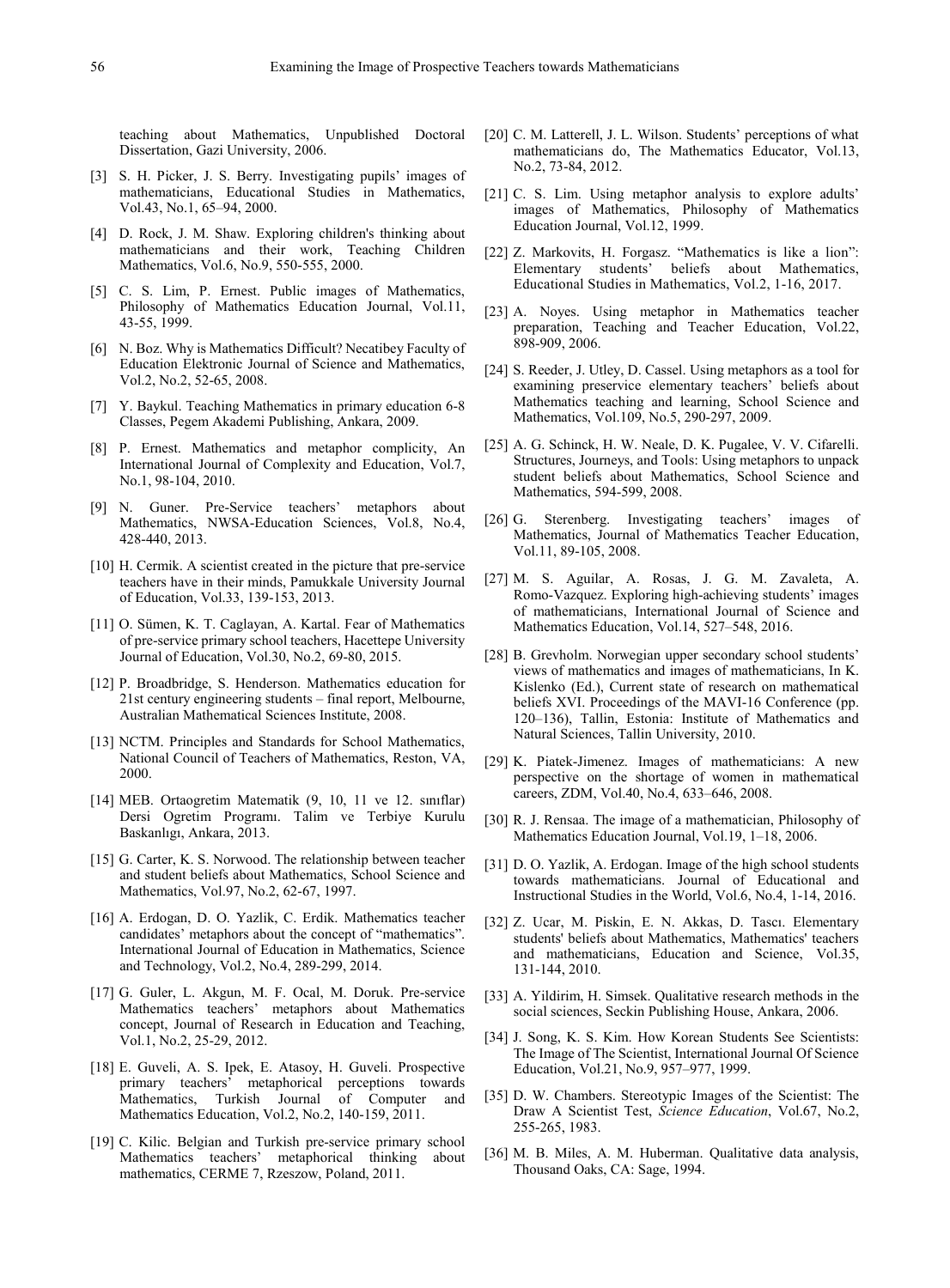teaching about Mathematics, Unpublished Doctoral Dissertation, Gazi University, 2006.

[3] S. H. Picker, J. S. Berry. Investigating pupils' images of mathematicians, Educational Studies in Mathematics, Vol.43, No.1, 65–94, 2000.

[4] D. Rock, J. M. Shaw. Exploring children's thinking about mathematicians and their work, Teaching Children Mathematics, Vol.6, No.9, 550-555, 2000.

[5] C. S. Lim, P. Ernest. Public images of Mathematics, Philosophy of Mathematics Education Journal, Vol.11, 43-55, 1999.

[6] N. Boz. Why is Mathematics Difficult? Necatibey Faculty of Education Elektronic Journal of Science and Mathematics, Vol.2, No.2, 52-65, 2008.

[7] Y. Baykul. Teaching Mathematics in primary education 6-8 Classes, Pegem Akademi Publishing, Ankara, 2009.

[8] P. Ernest. Mathematics and metaphor complicity, An International Journal of Complexity and Education, Vol.7, No.1, 98-104, 2010.

[9] N. Guner. Pre-Service teachers' metaphors about Mathematics, NWSA-Education Sciences, Vol.8, No.4, 428-440, 2013.

[10] H. Cermik. A scientist created in the picture that pre-service teachers have in their minds, Pamukkale University Journal of Education, Vol.33, 139-153, 2013.

[11] O. Sümen, K. T. Caglayan, A. Kartal. Fear of Mathematics of pre-service primary school teachers, Hacettepe University Journal of Education, Vol.30, No.2, 69-80, 2015.

[12] P. Broadbridge, S. Henderson. Mathematics education for 21st century engineering students – final report, Melbourne, Australian Mathematical Sciences Institute, 2008.

[13] NCTM. Principles and Standards for School Mathematics, National Council of Teachers of Mathematics, Reston, VA, 2000.

[14] MEB. Ortaogretim Matematik (9, 10, 11 ve 12. sınıflar) Dersi Ogretim Programı. Talim ve Terbiye Kurulu Baskanlıgı, Ankara, 2013.

[15] G. Carter, K. S. Norwood. The relationship between teacher and student beliefs about Mathematics, School Science and Mathematics, Vol.97, No.2, 62-67, 1997.

[16] A. Erdogan, D. O. Yazlik, C. Erdik. Mathematics teacher candidates' metaphors about the concept of "mathematics". International Journal of Education in Mathematics, Science and Technology, Vol.2, No.4, 289-299, 2014.

[17] G. Guler, L. Akgun, M. F. Ocal, M. Doruk. Pre-service Mathematics teachers' metaphors about Mathematics concept, Journal of Research in Education and Teaching, Vol.1, No.2, 25-29, 2012.

[18] E. Guveli, A. S. Ipek, E. Atasoy, H. Guveli. Prospective primary teachers' metaphorical perceptions towards Mathematics, Turkish Journal of Computer and Mathematics Education, Vol.2, No.2, 140-159, 2011.

[19] C. Kilic. Belgian and Turkish pre-service primary school Mathematics teachers' metaphorical thinking about mathematics, CERME 7, Rzeszow, Poland, 2011.

[20] C. M. Latterell, J. L. Wilson. Students' perceptions of what mathematicians do, The Mathematics Educator, Vol.13, No.2, 73-84, 2012.

[21] C. S. Lim. Using metaphor analysis to explore adults' images of Mathematics, Philosophy of Mathematics Education Journal, Vol.12, 1999.

[22] Z. Markovits, H. Forgasz. "Mathematics is like a lion": Elementary students' beliefs about Mathematics, Educational Studies in Mathematics, Vol.2, 1-16, 2017.

[23] A. Noyes. Using metaphor in Mathematics teacher preparation, Teaching and Teacher Education, Vol.22, 898-909, 2006.

[24] S. Reeder, J. Utley, D. Cassel. Using metaphors as a tool for examining preservice elementary teachers' beliefs about Mathematics teaching and learning, School Science and Mathematics, Vol.109, No.5, 290-297, 2009.

[25] A. G. Schinck, H. W. Neale, D. K. Pugalee, V. V. Cifarelli. Structures, Journeys, and Tools: Using metaphors to unpack student beliefs about Mathematics, School Science and Mathematics, 594-599, 2008.

[26] G. Sterenberg. Investigating teachers' images of Mathematics, Journal of Mathematics Teacher Education, Vol.11, 89-105, 2008.

[27] M. S. Aguilar, A. Rosas, J. G. M. Zavaleta, A. Romo-Vazquez. Exploring high-achieving students' images of mathematicians, International Journal of Science and Mathematics Education, Vol.14, 527–548, 2016.

[28] B. Grevholm. Norwegian upper secondary school students' views of mathematics and images of mathematicians, In K. Kislenko (Ed.), Current state of research on mathematical beliefs XVI. Proceedings of the MAVI-16 Conference (pp. 120–136), Tallin, Estonia: Institute of Mathematics and Natural Sciences, Tallin University, 2010.

[29] K. Piatek-Jimenez. Images of mathematicians: A new perspective on the shortage of women in mathematical careers, ZDM, Vol.40, No.4, 633–646, 2008.

[30] R. J. Rensaa. The image of a mathematician, Philosophy of Mathematics Education Journal, Vol.19, 1–18, 2006.

[31] D. O. Yazlik, A. Erdogan. Image of the high school students towards mathematicians. Journal of Educational and Instructional Studies in the World, Vol.6, No.4, 1-14, 2016.

[32] Z. Ucar, M. Piskin, E. N. Akkas, D. Tascı. Elementary students' beliefs about Mathematics, Mathematics' teachers and mathematicians, Education and Science, Vol.35, 131-144, 2010.

[33] A. Yildirim, H. Simsek. Qualitative research methods in the social sciences, Seckin Publishing House, Ankara, 2006.

[34] J. Song, K. S. Kim. How Korean Students See Scientists: The Image of The Scientist, International Journal Of Science Education, Vol.21, No.9, 957–977, 1999.

[35] D. W. Chambers. Stereotypic Images of the Scientist: The Draw A Scientist Test, *Science Education*, Vol.67, No.2, 255-265, 1983.

[36] M. B. Miles, A. M. Huberman. Qualitative data analysis, Thousand Oaks, CA: Sage, 1994.